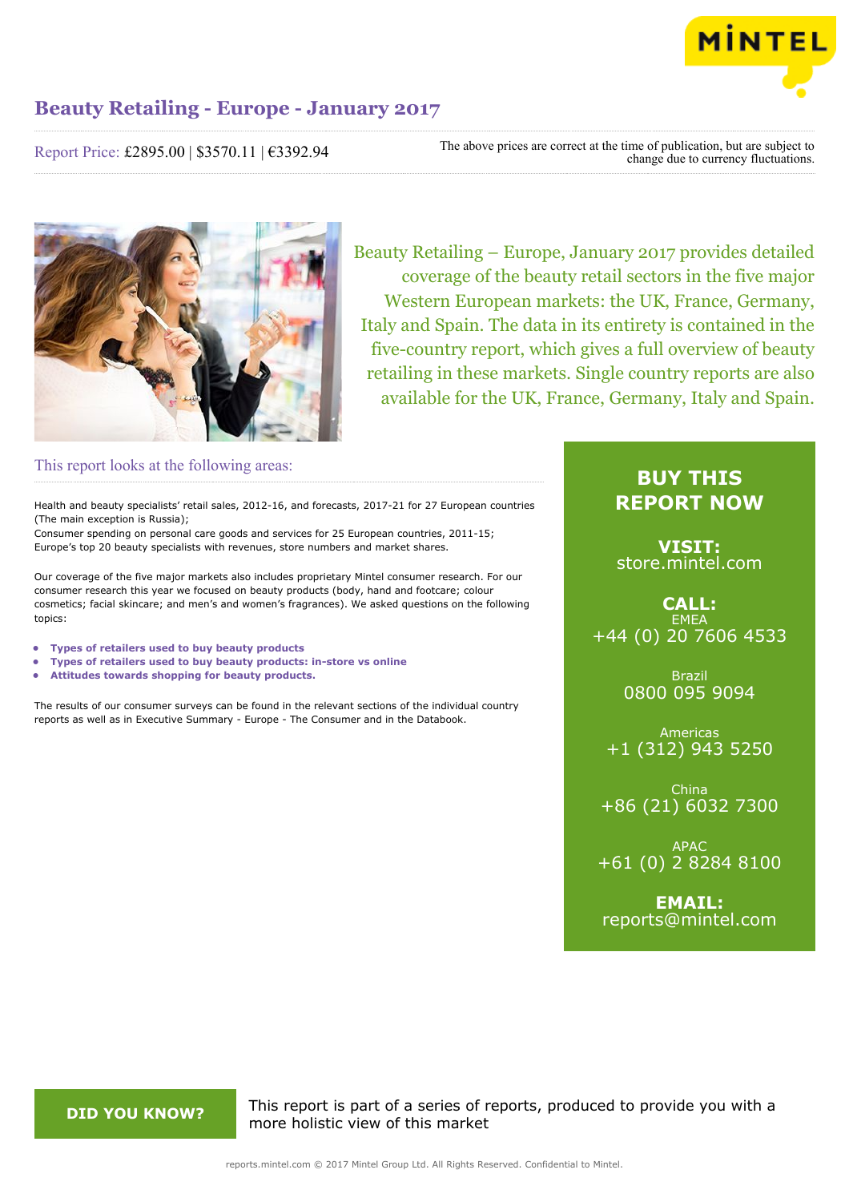# Beauty Retailing - Europe - January 2017

Report Price: £2895.00 | $3570.11 | €3392.94

The above prices are correct at the time of publication, but are subject to change due to currency fluctuations.

Beauty Retailing – Europe, January 2017 provides detailed coverage of the beauty retail sectors in the five major Western European markets: the UK, France, Germany, Italy and Spain. The data in its entirety is contained in the five-country report, which gives a full overview of beauty retailing in these markets. Single country reports are also available for the UK, France, Germany, Italy and Spain.

## This report looks at the following areas:

Health and beauty specialists' retail sales, 2012-16, and forecasts, 2017-21 for 27 European countries (The main exception is Russia);
Consumer spending on personal care goods and services for 25 European countries, 2011-15;
Europe's top 20 beauty specialists with revenues, store numbers and market shares.

Our coverage of the five major markets also includes proprietary Mintel consumer research. For our consumer research this year we focused on beauty products (body, hand and footcare; colour cosmetics; facial skincare; and men's and women's fragrances). We asked questions on the following topics:

- **Types of retailers used to buy beauty products**
- **Types of retailers used to buy beauty products: in-store vs online**
- **Attitudes towards shopping for beauty products.**

The results of our consumer surveys can be found in the relevant sections of the individual country reports as well as in Executive Summary - Europe - The Consumer and in the Databook.

## BUY THIS REPORT NOW

**VISIT:**
store.mintel.com

**CALL:**

EMEA
+44 (0) 20 7606 4533

Brazil
0800 095 9094

Americas
+1 (312) 943 5250

China
+86 (21) 6032 7300

APAC
+61 (0) 2 8284 8100

**EMAIL:**
reports@mintel.com

**DID YOU KNOW?**

This report is part of a series of reports, produced to provide you with a more holistic view of this market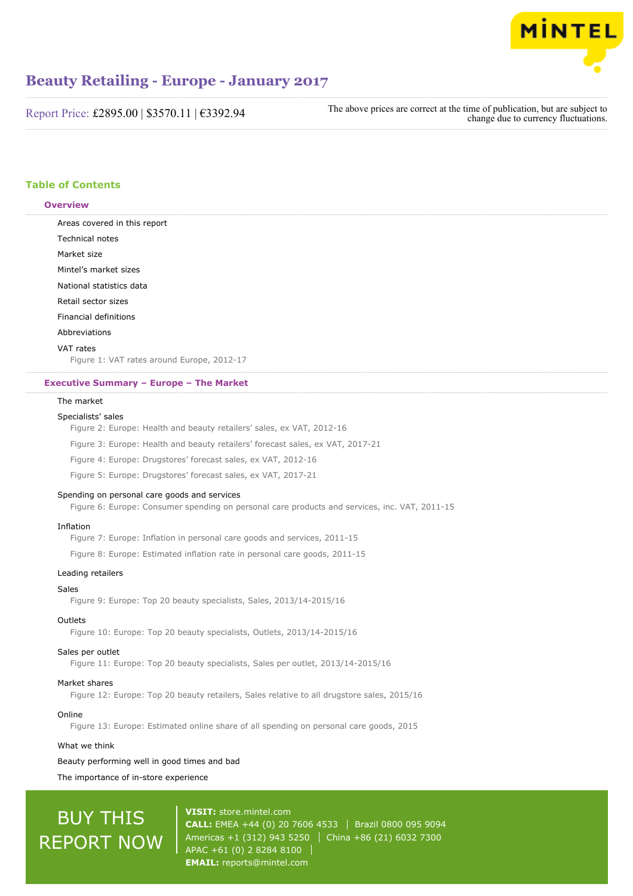# Beauty Retailing - Europe - January 2017

Report Price: £2895.00 | $3570.11 | €3392.94

The above prices are correct at the time of publication, but are subject to change due to currency fluctuations.

## Table of Contents

### Overview

Areas covered in this report

Technical notes

Market size

Mintel's market sizes

National statistics data

Retail sector sizes

Financial definitions

Abbreviations

VAT rates

Figure 1: VAT rates around Europe, 2012-17

### Executive Summary – Europe – The Market

The market

Specialists' sales

Figure 2: Europe: Health and beauty retailers' sales, ex VAT, 2012-16

Figure 3: Europe: Health and beauty retailers' forecast sales, ex VAT, 2017-21

Figure 4: Europe: Drugstores' forecast sales, ex VAT, 2012-16

Figure 5: Europe: Drugstores' forecast sales, ex VAT, 2017-21

Spending on personal care goods and services

Figure 6: Europe: Consumer spending on personal care products and services, inc. VAT, 2011-15

Inflation

Figure 7: Europe: Inflation in personal care goods and services, 2011-15

Figure 8: Europe: Estimated inflation rate in personal care goods, 2011-15

Leading retailers

Sales

Figure 9: Europe: Top 20 beauty specialists, Sales, 2013/14-2015/16

Outlets

Figure 10: Europe: Top 20 beauty specialists, Outlets, 2013/14-2015/16

Sales per outlet

Figure 11: Europe: Top 20 beauty specialists, Sales per outlet, 2013/14-2015/16

Market shares

Figure 12: Europe: Top 20 beauty retailers, Sales relative to all drugstore sales, 2015/16

Online

Figure 13: Europe: Estimated online share of all spending on personal care goods, 2015

What we think

Beauty performing well in good times and bad

The importance of in-store experience

BUY THIS REPORT NOW

**VISIT:** store.mintel.com
**CALL:** EMEA +44 (0) 20 7606 4533 | Brazil 0800 095 9094
Americas +1 (312) 943 5250 | China +86 (21) 6032 7300
APAC +61 (0) 2 8284 8100
**EMAIL:** reports@mintel.com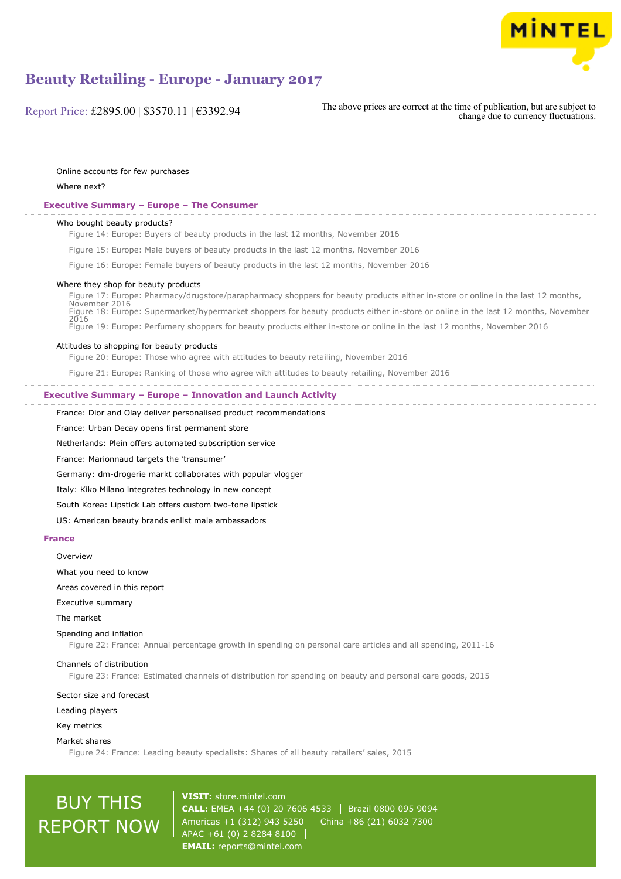Online accounts for few purchases

Where next?

## Executive Summary – Europe – The Consumer

### Who bought beauty products?

Figure 14: Europe: Buyers of beauty products in the last 12 months, November 2016

Figure 15: Europe: Male buyers of beauty products in the last 12 months, November 2016

Figure 16: Europe: Female buyers of beauty products in the last 12 months, November 2016

### Where they shop for beauty products

Figure 17: Europe: Pharmacy/drugstore/parapharmacy shoppers for beauty products either in-store or online in the last 12 months, November 2016

Figure 18: Europe: Supermarket/hypermarket shoppers for beauty products either in-store or online in the last 12 months, November 2016

Figure 19: Europe: Perfumery shoppers for beauty products either in-store or online in the last 12 months, November 2016

### Attitudes to shopping for beauty products

Figure 20: Europe: Those who agree with attitudes to beauty retailing, November 2016

Figure 21: Europe: Ranking of those who agree with attitudes to beauty retailing, November 2016

## Executive Summary – Europe – Innovation and Launch Activity

France: Dior and Olay deliver personalised product recommendations

France: Urban Decay opens first permanent store

Netherlands: Plein offers automated subscription service

France: Marionnaud targets the 'transumer'

Germany: dm-drogerie markt collaborates with popular vlogger

Italy: Kiko Milano integrates technology in new concept

South Korea: Lipstick Lab offers custom two-tone lipstick

US: American beauty brands enlist male ambassadors

## France

Overview

What you need to know

Areas covered in this report

Executive summary

The market

### Spending and inflation

Figure 22: France: Annual percentage growth in spending on personal care articles and all spending, 2011-16

### Channels of distribution

Figure 23: France: Estimated channels of distribution for spending on beauty and personal care goods, 2015

Sector size and forecast

Leading players

Key metrics

### Market shares

Figure 24: France: Leading beauty specialists: Shares of all beauty retailers' sales, 2015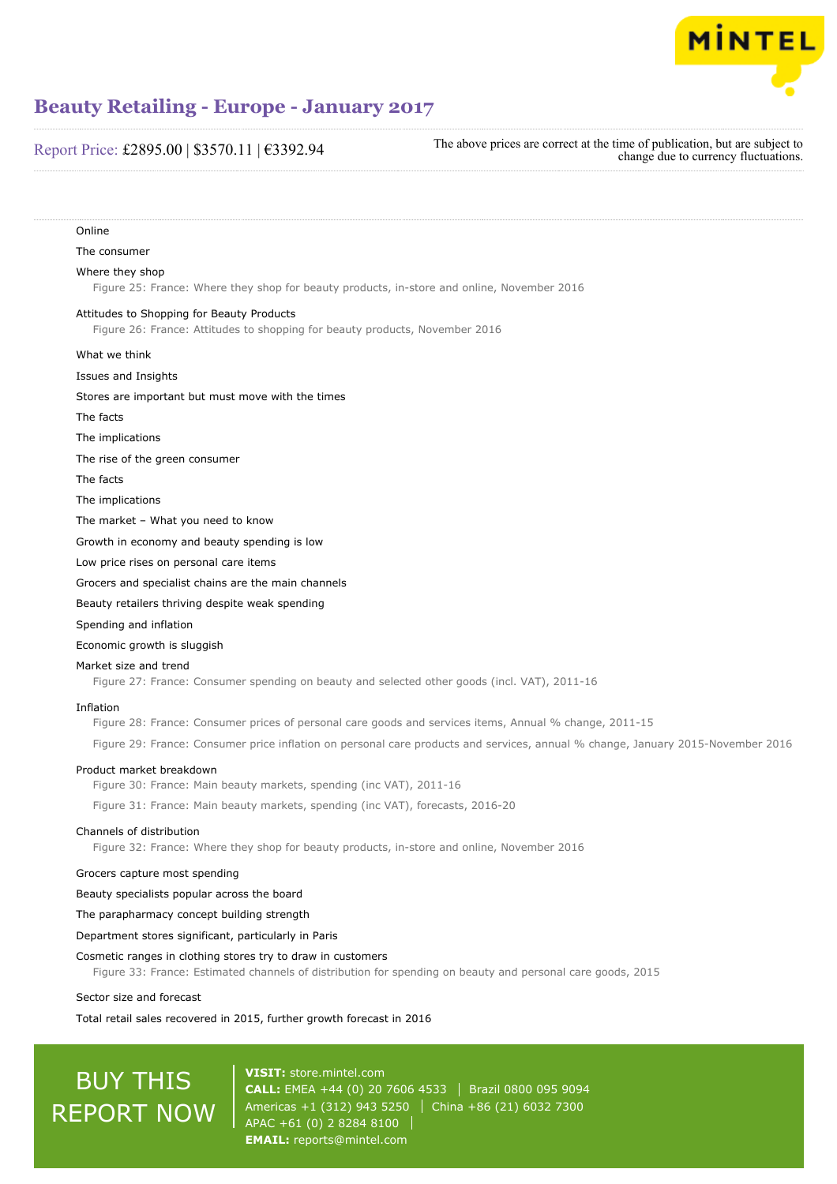Online

The consumer

Where they shop

Figure 25: France: Where they shop for beauty products, in-store and online, November 2016

Attitudes to Shopping for Beauty Products

Figure 26: France: Attitudes to shopping for beauty products, November 2016

What we think

Issues and Insights

Stores are important but must move with the times

The facts

The implications

The rise of the green consumer

The facts

The implications

The market – What you need to know

Growth in economy and beauty spending is low

Low price rises on personal care items

Grocers and specialist chains are the main channels

Beauty retailers thriving despite weak spending

Spending and inflation

Economic growth is sluggish

Market size and trend

Figure 27: France: Consumer spending on beauty and selected other goods (incl. VAT), 2011-16

Inflation

Figure 28: France: Consumer prices of personal care goods and services items, Annual % change, 2011-15

Figure 29: France: Consumer price inflation on personal care products and services, annual % change, January 2015-November 2016

Product market breakdown

Figure 30: France: Main beauty markets, spending (inc VAT), 2011-16

Figure 31: France: Main beauty markets, spending (inc VAT), forecasts, 2016-20

Channels of distribution

Figure 32: France: Where they shop for beauty products, in-store and online, November 2016

Grocers capture most spending

Beauty specialists popular across the board

The parapharmacy concept building strength

Department stores significant, particularly in Paris

Cosmetic ranges in clothing stores try to draw in customers

Figure 33: France: Estimated channels of distribution for spending on beauty and personal care goods, 2015

Sector size and forecast

Total retail sales recovered in 2015, further growth forecast in 2016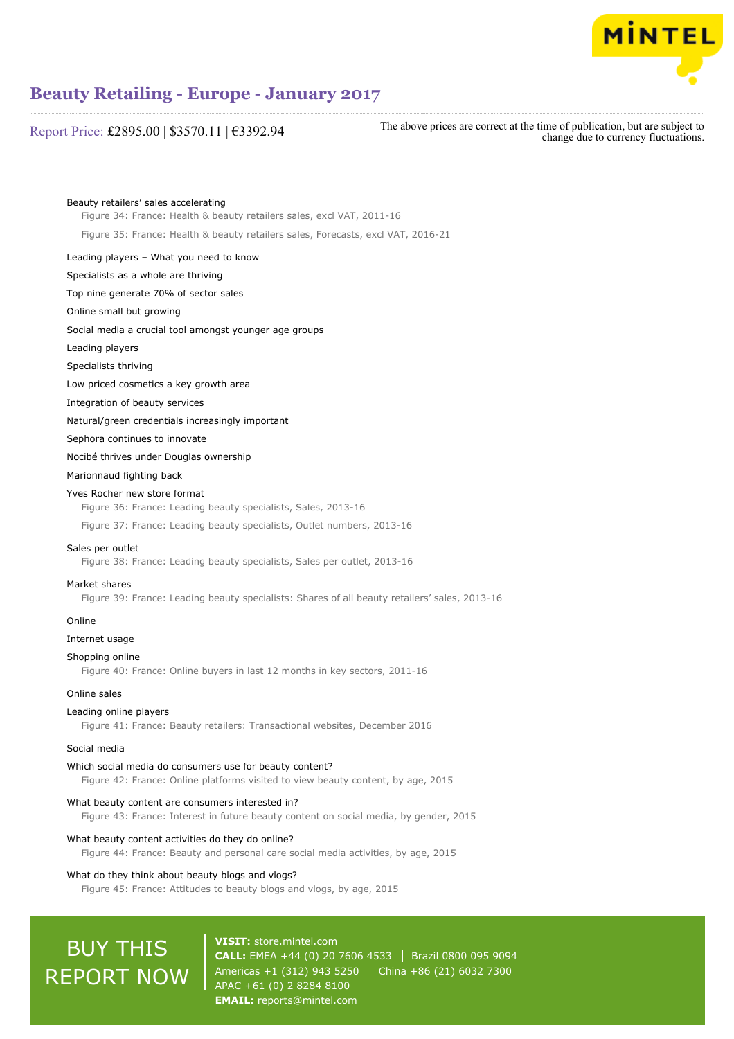Beauty retailers' sales accelerating

Figure 34: France: Health & beauty retailers sales, excl VAT, 2011-16

Figure 35: France: Health & beauty retailers sales, Forecasts, excl VAT, 2016-21

Leading players – What you need to know

Specialists as a whole are thriving

Top nine generate 70% of sector sales

Online small but growing

Social media a crucial tool amongst younger age groups

Leading players

Specialists thriving

Low priced cosmetics a key growth area

Integration of beauty services

Natural/green credentials increasingly important

Sephora continues to innovate

Nocibé thrives under Douglas ownership

Marionnaud fighting back

Yves Rocher new store format

Figure 36: France: Leading beauty specialists, Sales, 2013-16

Figure 37: France: Leading beauty specialists, Outlet numbers, 2013-16

Sales per outlet

Figure 38: France: Leading beauty specialists, Sales per outlet, 2013-16

Market shares

Figure 39: France: Leading beauty specialists: Shares of all beauty retailers' sales, 2013-16

Online

Internet usage

Shopping online

Figure 40: France: Online buyers in last 12 months in key sectors, 2011-16

Online sales

Leading online players

Figure 41: France: Beauty retailers: Transactional websites, December 2016

Social media

Which social media do consumers use for beauty content?

Figure 42: France: Online platforms visited to view beauty content, by age, 2015

What beauty content are consumers interested in?

Figure 43: France: Interest in future beauty content on social media, by gender, 2015

What beauty content activities do they do online?

Figure 44: France: Beauty and personal care social media activities, by age, 2015

What do they think about beauty blogs and vlogs?

Figure 45: France: Attitudes to beauty blogs and vlogs, by age, 2015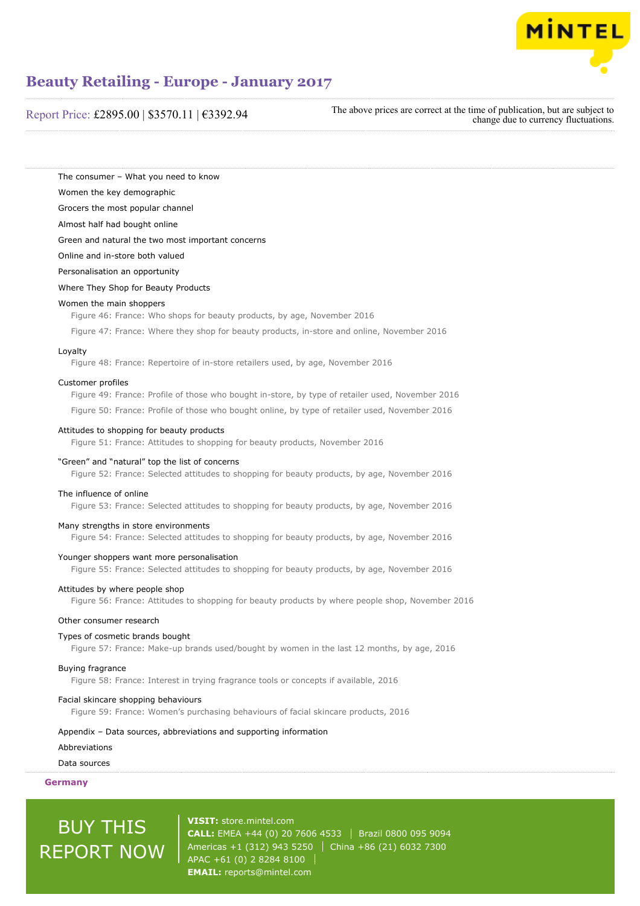The consumer – What you need to know

Women the key demographic

Grocers the most popular channel

Almost half had bought online

Green and natural the two most important concerns

Online and in-store both valued

Personalisation an opportunity

Where They Shop for Beauty Products

Women the main shoppers

Figure 46: France: Who shops for beauty products, by age, November 2016

Figure 47: France: Where they shop for beauty products, in-store and online, November 2016

Loyalty

Figure 48: France: Repertoire of in-store retailers used, by age, November 2016

Customer profiles

Figure 49: France: Profile of those who bought in-store, by type of retailer used, November 2016

Figure 50: France: Profile of those who bought online, by type of retailer used, November 2016

Attitudes to shopping for beauty products

Figure 51: France: Attitudes to shopping for beauty products, November 2016

"Green" and "natural" top the list of concerns

Figure 52: France: Selected attitudes to shopping for beauty products, by age, November 2016

The influence of online

Figure 53: France: Selected attitudes to shopping for beauty products, by age, November 2016

Many strengths in store environments

Figure 54: France: Selected attitudes to shopping for beauty products, by age, November 2016

Younger shoppers want more personalisation

Figure 55: France: Selected attitudes to shopping for beauty products, by age, November 2016

Attitudes by where people shop

Figure 56: France: Attitudes to shopping for beauty products by where people shop, November 2016

Other consumer research

Types of cosmetic brands bought

Figure 57: France: Make-up brands used/bought by women in the last 12 months, by age, 2016

Buying fragrance

Figure 58: France: Interest in trying fragrance tools or concepts if available, 2016

Facial skincare shopping behaviours

Figure 59: France: Women's purchasing behaviours of facial skincare products, 2016

Appendix – Data sources, abbreviations and supporting information

Abbreviations

Data sources

## Germany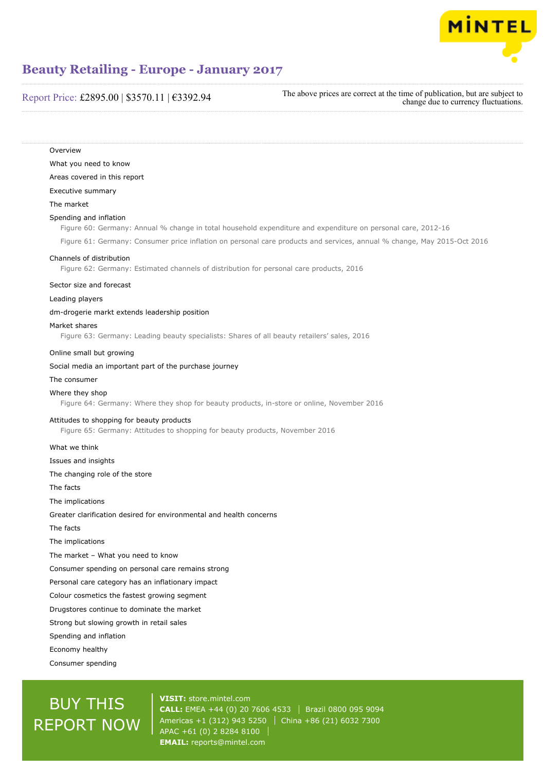# Beauty Retailing - Europe - January 2017

Report Price: £2895.00 | \$3570.11 | €3392.94

The above prices are correct at the time of publication, but are subject to change due to currency fluctuations.

Overview

What you need to know

Areas covered in this report

Executive summary

The market

Spending and inflation

Figure 60: Germany: Annual % change in total household expenditure and expenditure on personal care, 2012-16

Figure 61: Germany: Consumer price inflation on personal care products and services, annual % change, May 2015-Oct 2016

Channels of distribution

Figure 62: Germany: Estimated channels of distribution for personal care products, 2016

Sector size and forecast

Leading players

dm-drogerie markt extends leadership position

Market shares

Figure 63: Germany: Leading beauty specialists: Shares of all beauty retailers' sales, 2016

Online small but growing

Social media an important part of the purchase journey

The consumer

Where they shop

Figure 64: Germany: Where they shop for beauty products, in-store or online, November 2016

Attitudes to shopping for beauty products

Figure 65: Germany: Attitudes to shopping for beauty products, November 2016

What we think

Issues and insights

The changing role of the store

The facts

The implications

Greater clarification desired for environmental and health concerns

The facts

The implications

The market – What you need to know

Consumer spending on personal care remains strong

Personal care category has an inflationary impact

Colour cosmetics the fastest growing segment

Drugstores continue to dominate the market

Strong but slowing growth in retail sales

Spending and inflation

Economy healthy

Consumer spending

BUY THIS REPORT NOW

**VISIT:** store.mintel.com
**CALL:** EMEA +44 (0) 20 7606 4533 | Brazil 0800 095 9094
Americas +1 (312) 943 5250 | China +86 (21) 6032 7300
APAC +61 (0) 2 8284 8100
**EMAIL:** reports@mintel.com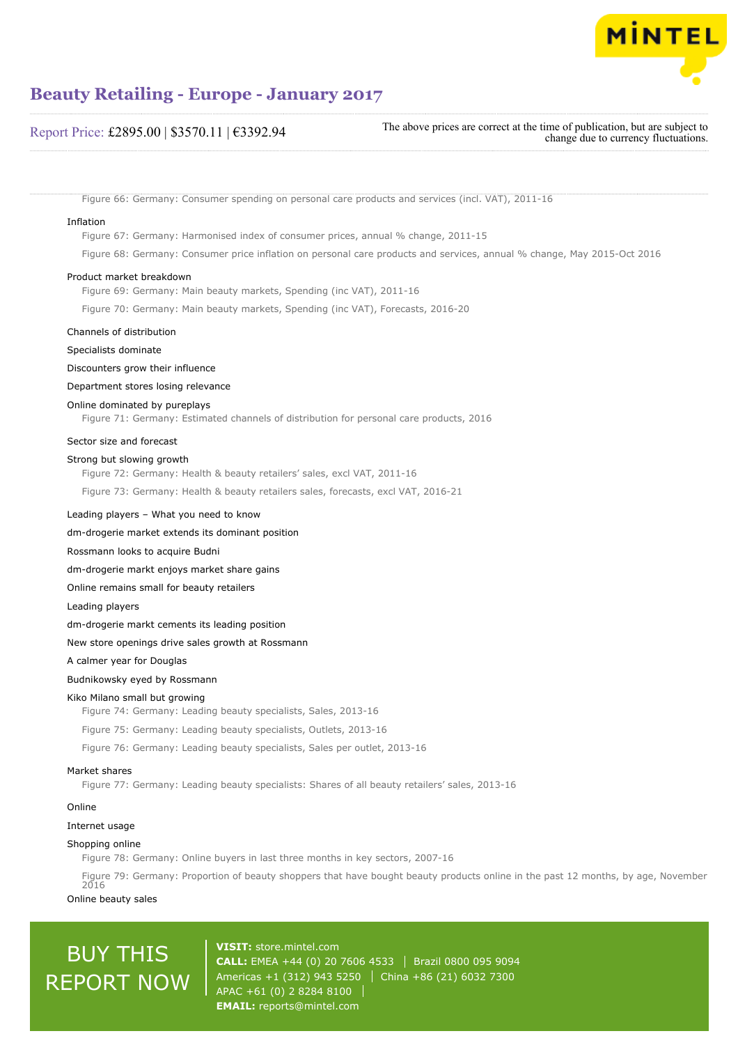Figure 66: Germany: Consumer spending on personal care products and services (incl. VAT), 2011-16

Inflation

Figure 67: Germany: Harmonised index of consumer prices, annual % change, 2011-15

Figure 68: Germany: Consumer price inflation on personal care products and services, annual % change, May 2015-Oct 2016

Product market breakdown

Figure 69: Germany: Main beauty markets, Spending (inc VAT), 2011-16

Figure 70: Germany: Main beauty markets, Spending (inc VAT), Forecasts, 2016-20

Channels of distribution

Specialists dominate

Discounters grow their influence

Department stores losing relevance

Online dominated by pureplays

Figure 71: Germany: Estimated channels of distribution for personal care products, 2016

Sector size and forecast

Strong but slowing growth

Figure 72: Germany: Health & beauty retailers' sales, excl VAT, 2011-16

Figure 73: Germany: Health & beauty retailers sales, forecasts, excl VAT, 2016-21

Leading players – What you need to know

dm-drogerie market extends its dominant position

Rossmann looks to acquire Budni

dm-drogerie markt enjoys market share gains

Online remains small for beauty retailers

Leading players

dm-drogerie markt cements its leading position

New store openings drive sales growth at Rossmann

A calmer year for Douglas

Budnikowsky eyed by Rossmann

Kiko Milano small but growing

Figure 74: Germany: Leading beauty specialists, Sales, 2013-16

Figure 75: Germany: Leading beauty specialists, Outlets, 2013-16

Figure 76: Germany: Leading beauty specialists, Sales per outlet, 2013-16

Market shares

Figure 77: Germany: Leading beauty specialists: Shares of all beauty retailers' sales, 2013-16

Online

Internet usage

Shopping online

Figure 78: Germany: Online buyers in last three months in key sectors, 2007-16

Figure 79: Germany: Proportion of beauty shoppers that have bought beauty products online in the past 12 months, by age, November 2016

Online beauty sales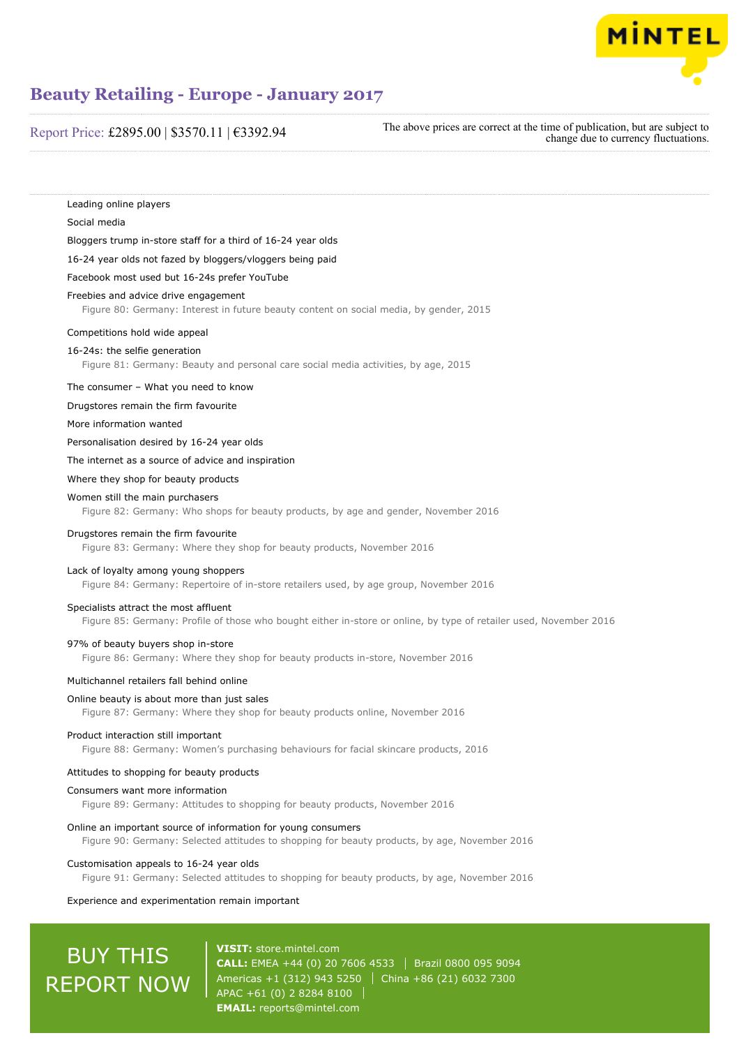Leading online players

Social media

Bloggers trump in-store staff for a third of 16-24 year olds

16-24 year olds not fazed by bloggers/vloggers being paid

Facebook most used but 16-24s prefer YouTube

Freebies and advice drive engagement

Figure 80: Germany: Interest in future beauty content on social media, by gender, 2015

Competitions hold wide appeal

16-24s: the selfie generation

Figure 81: Germany: Beauty and personal care social media activities, by age, 2015

The consumer – What you need to know

Drugstores remain the firm favourite

More information wanted

Personalisation desired by 16-24 year olds

The internet as a source of advice and inspiration

Where they shop for beauty products

Women still the main purchasers

Figure 82: Germany: Who shops for beauty products, by age and gender, November 2016

Drugstores remain the firm favourite

Figure 83: Germany: Where they shop for beauty products, November 2016

Lack of loyalty among young shoppers

Figure 84: Germany: Repertoire of in-store retailers used, by age group, November 2016

Specialists attract the most affluent

Figure 85: Germany: Profile of those who bought either in-store or online, by type of retailer used, November 2016

97% of beauty buyers shop in-store

Figure 86: Germany: Where they shop for beauty products in-store, November 2016

Multichannel retailers fall behind online

Online beauty is about more than just sales

Figure 87: Germany: Where they shop for beauty products online, November 2016

Product interaction still important

Figure 88: Germany: Women's purchasing behaviours for facial skincare products, 2016

Attitudes to shopping for beauty products

Consumers want more information

Figure 89: Germany: Attitudes to shopping for beauty products, November 2016

Online an important source of information for young consumers

Figure 90: Germany: Selected attitudes to shopping for beauty products, by age, November 2016

Customisation appeals to 16-24 year olds

Figure 91: Germany: Selected attitudes to shopping for beauty products, by age, November 2016

Experience and experimentation remain important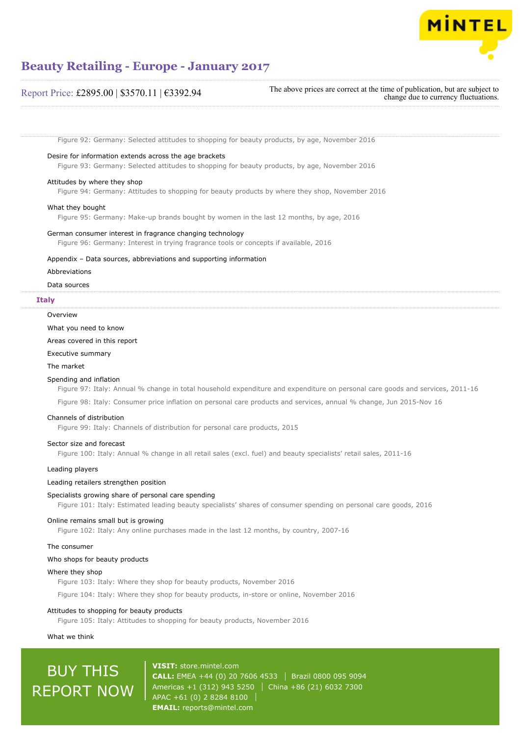Figure 92: Germany: Selected attitudes to shopping for beauty products, by age, November 2016

Desire for information extends across the age brackets

Figure 93: Germany: Selected attitudes to shopping for beauty products, by age, November 2016

Attitudes by where they shop

Figure 94: Germany: Attitudes to shopping for beauty products by where they shop, November 2016

What they bought

Figure 95: Germany: Make-up brands bought by women in the last 12 months, by age, 2016

German consumer interest in fragrance changing technology

Figure 96: Germany: Interest in trying fragrance tools or concepts if available, 2016

Appendix – Data sources, abbreviations and supporting information

Abbreviations

Data sources

## Italy

Overview

What you need to know

Areas covered in this report

Executive summary

The market

Spending and inflation

Figure 97: Italy: Annual % change in total household expenditure and expenditure on personal care goods and services, 2011-16

Figure 98: Italy: Consumer price inflation on personal care products and services, annual % change, Jun 2015-Nov 16

Channels of distribution

Figure 99: Italy: Channels of distribution for personal care products, 2015

Sector size and forecast

Figure 100: Italy: Annual % change in all retail sales (excl. fuel) and beauty specialists' retail sales, 2011-16

Leading players

Leading retailers strengthen position

Specialists growing share of personal care spending

Figure 101: Italy: Estimated leading beauty specialists' shares of consumer spending on personal care goods, 2016

Online remains small but is growing

Figure 102: Italy: Any online purchases made in the last 12 months, by country, 2007-16

The consumer

Who shops for beauty products

Where they shop

Figure 103: Italy: Where they shop for beauty products, November 2016

Figure 104: Italy: Where they shop for beauty products, in-store or online, November 2016

Attitudes to shopping for beauty products

Figure 105: Italy: Attitudes to shopping for beauty products, November 2016

What we think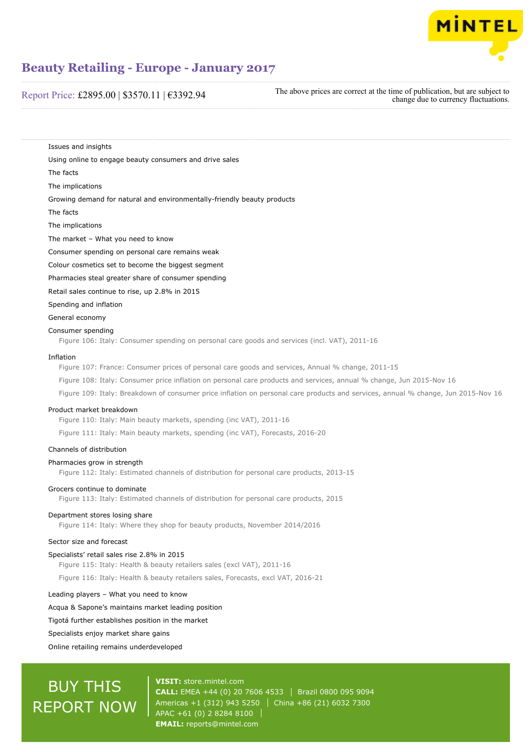Issues and insights

Using online to engage beauty consumers and drive sales

The facts

The implications

Growing demand for natural and environmentally-friendly beauty products

The facts

The implications

The market – What you need to know

Consumer spending on personal care remains weak

Colour cosmetics set to become the biggest segment

Pharmacies steal greater share of consumer spending

Retail sales continue to rise, up 2.8% in 2015

Spending and inflation

General economy

Consumer spending

- Figure 106: Italy: Consumer spending on personal care goods and services (incl. VAT), 2011-16

Inflation

- Figure 107: France: Consumer prices of personal care goods and services, Annual % change, 2011-15
- Figure 108: Italy: Consumer price inflation on personal care products and services, annual % change, Jun 2015-Nov 16
- Figure 109: Italy: Breakdown of consumer price inflation on personal care products and services, annual % change, Jun 2015-Nov 16

Product market breakdown

- Figure 110: Italy: Main beauty markets, spending (inc VAT), 2011-16
- Figure 111: Italy: Main beauty markets, spending (inc VAT), Forecasts, 2016-20

Channels of distribution

Pharmacies grow in strength

- Figure 112: Italy: Estimated channels of distribution for personal care products, 2013-15

Grocers continue to dominate

- Figure 113: Italy: Estimated channels of distribution for personal care products, 2015

Department stores losing share

- Figure 114: Italy: Where they shop for beauty products, November 2014/2016

Sector size and forecast

Specialists' retail sales rise 2.8% in 2015

- Figure 115: Italy: Health & beauty retailers sales (excl VAT), 2011-16
- Figure 116: Italy: Health & beauty retailers sales, Forecasts, excl VAT, 2016-21

Leading players – What you need to know

Acqua & Sapone's maintains market leading position

Tigotá further establishes position in the market

Specialists enjoy market share gains

Online retailing remains underdeveloped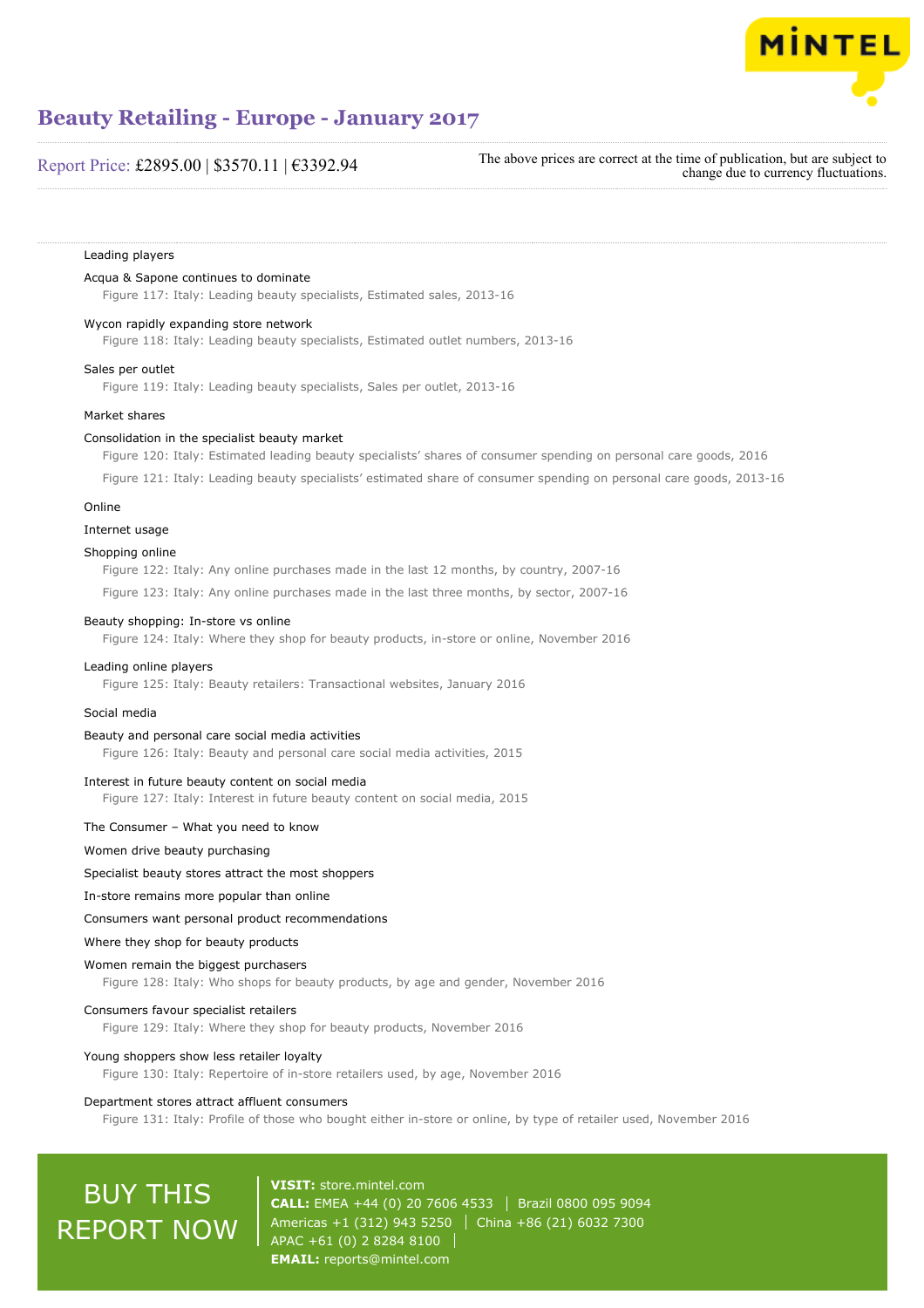Leading players

Acqua & Sapone continues to dominate

Figure 117: Italy: Leading beauty specialists, Estimated sales, 2013-16

Wycon rapidly expanding store network

Figure 118: Italy: Leading beauty specialists, Estimated outlet numbers, 2013-16

Sales per outlet

Figure 119: Italy: Leading beauty specialists, Sales per outlet, 2013-16

Market shares

Consolidation in the specialist beauty market

Figure 120: Italy: Estimated leading beauty specialists' shares of consumer spending on personal care goods, 2016

Figure 121: Italy: Leading beauty specialists' estimated share of consumer spending on personal care goods, 2013-16

Online

Internet usage

Shopping online

Figure 122: Italy: Any online purchases made in the last 12 months, by country, 2007-16

Figure 123: Italy: Any online purchases made in the last three months, by sector, 2007-16

Beauty shopping: In-store vs online

Figure 124: Italy: Where they shop for beauty products, in-store or online, November 2016

Leading online players

Figure 125: Italy: Beauty retailers: Transactional websites, January 2016

Social media

Beauty and personal care social media activities

Figure 126: Italy: Beauty and personal care social media activities, 2015

Interest in future beauty content on social media

Figure 127: Italy: Interest in future beauty content on social media, 2015

The Consumer – What you need to know

Women drive beauty purchasing

Specialist beauty stores attract the most shoppers

In-store remains more popular than online

Consumers want personal product recommendations

Where they shop for beauty products

Women remain the biggest purchasers

Figure 128: Italy: Who shops for beauty products, by age and gender, November 2016

Consumers favour specialist retailers

Figure 129: Italy: Where they shop for beauty products, November 2016

Young shoppers show less retailer loyalty

Figure 130: Italy: Repertoire of in-store retailers used, by age, November 2016

Department stores attract affluent consumers

Figure 131: Italy: Profile of those who bought either in-store or online, by type of retailer used, November 2016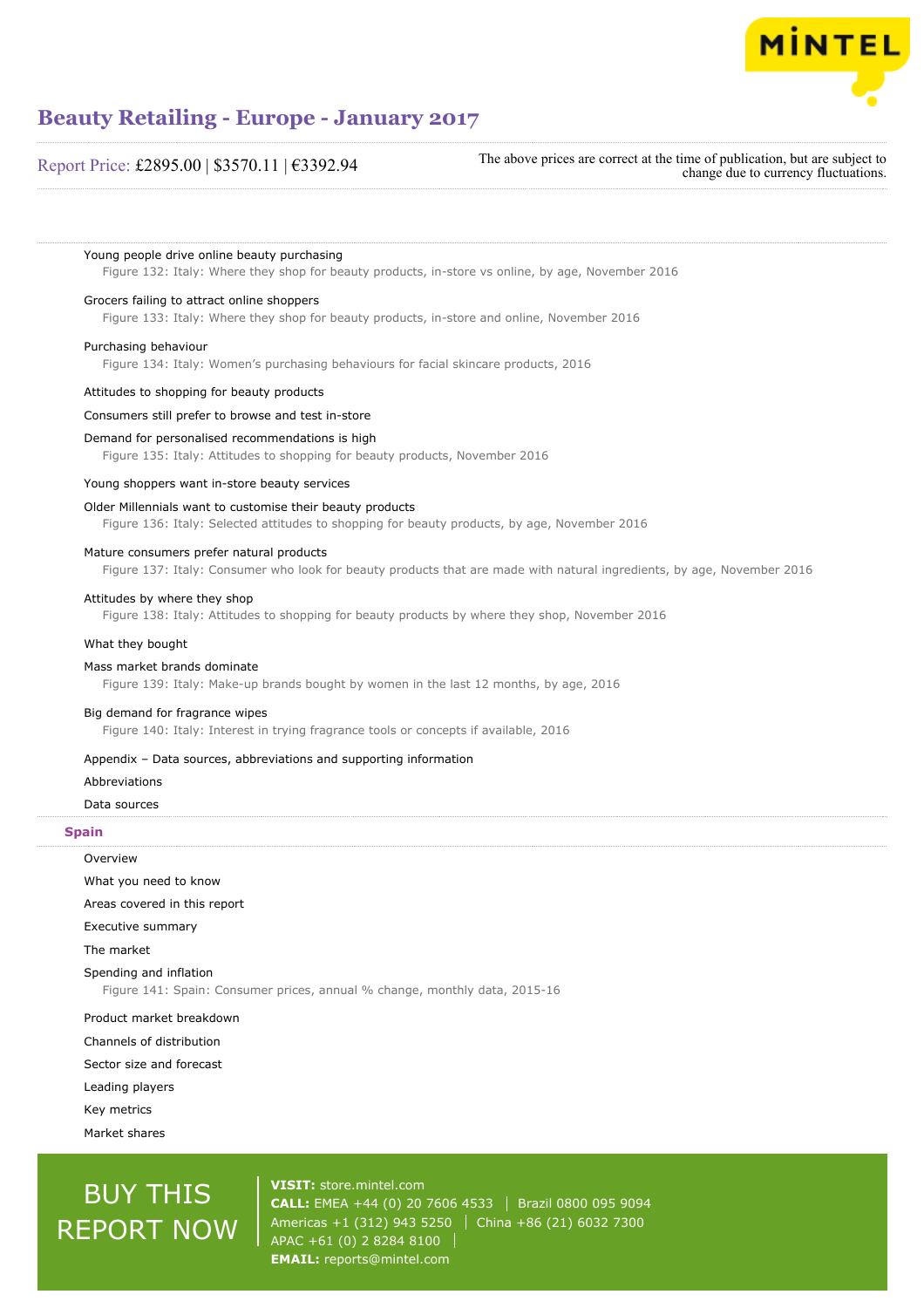Young people drive online beauty purchasing

Figure 132: Italy: Where they shop for beauty products, in-store vs online, by age, November 2016

Grocers failing to attract online shoppers

Figure 133: Italy: Where they shop for beauty products, in-store and online, November 2016

Purchasing behaviour

Figure 134: Italy: Women's purchasing behaviours for facial skincare products, 2016

Attitudes to shopping for beauty products

Consumers still prefer to browse and test in-store

Demand for personalised recommendations is high

Figure 135: Italy: Attitudes to shopping for beauty products, November 2016

Young shoppers want in-store beauty services

Older Millennials want to customise their beauty products

Figure 136: Italy: Selected attitudes to shopping for beauty products, by age, November 2016

Mature consumers prefer natural products

Figure 137: Italy: Consumer who look for beauty products that are made with natural ingredients, by age, November 2016

Attitudes by where they shop

Figure 138: Italy: Attitudes to shopping for beauty products by where they shop, November 2016

What they bought

Mass market brands dominate

Figure 139: Italy: Make-up brands bought by women in the last 12 months, by age, 2016

Big demand for fragrance wipes

Figure 140: Italy: Interest in trying fragrance tools or concepts if available, 2016

Appendix – Data sources, abbreviations and supporting information

Abbreviations

Data sources

## Spain

Overview

What you need to know

Areas covered in this report

Executive summary

The market

Spending and inflation

Figure 141: Spain: Consumer prices, annual % change, monthly data, 2015-16

Product market breakdown

Channels of distribution

Sector size and forecast

Leading players

Key metrics

Market shares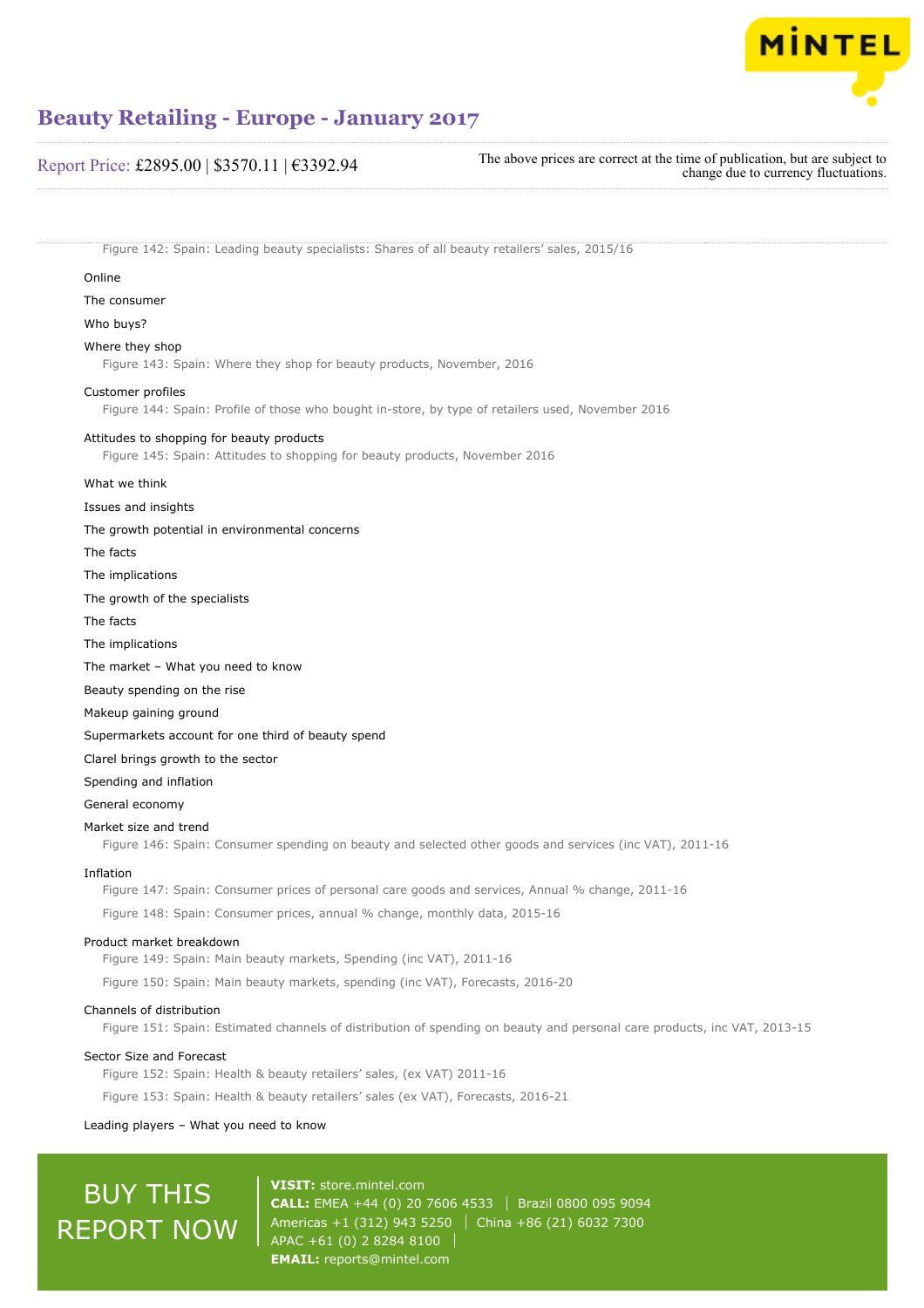Figure 142: Spain: Leading beauty specialists: Shares of all beauty retailers' sales, 2015/16

Online

The consumer

Who buys?

Where they shop

Figure 143: Spain: Where they shop for beauty products, November, 2016

Customer profiles

Figure 144: Spain: Profile of those who bought in-store, by type of retailers used, November 2016

Attitudes to shopping for beauty products

Figure 145: Spain: Attitudes to shopping for beauty products, November 2016

What we think

Issues and insights

The growth potential in environmental concerns

The facts

The implications

The growth of the specialists

The facts

The implications

The market – What you need to know

Beauty spending on the rise

Makeup gaining ground

Supermarkets account for one third of beauty spend

Clarel brings growth to the sector

Spending and inflation

General economy

Market size and trend

Figure 146: Spain: Consumer spending on beauty and selected other goods and services (inc VAT), 2011-16

Inflation

Figure 147: Spain: Consumer prices of personal care goods and services, Annual % change, 2011-16

Figure 148: Spain: Consumer prices, annual % change, monthly data, 2015-16

Product market breakdown

Figure 149: Spain: Main beauty markets, Spending (inc VAT), 2011-16

Figure 150: Spain: Main beauty markets, spending (inc VAT), Forecasts, 2016-20

Channels of distribution

Figure 151: Spain: Estimated channels of distribution of spending on beauty and personal care products, inc VAT, 2013-15

Sector Size and Forecast

Figure 152: Spain: Health & beauty retailers' sales, (ex VAT) 2011-16

Figure 153: Spain: Health & beauty retailers' sales (ex VAT), Forecasts, 2016-21

Leading players – What you need to know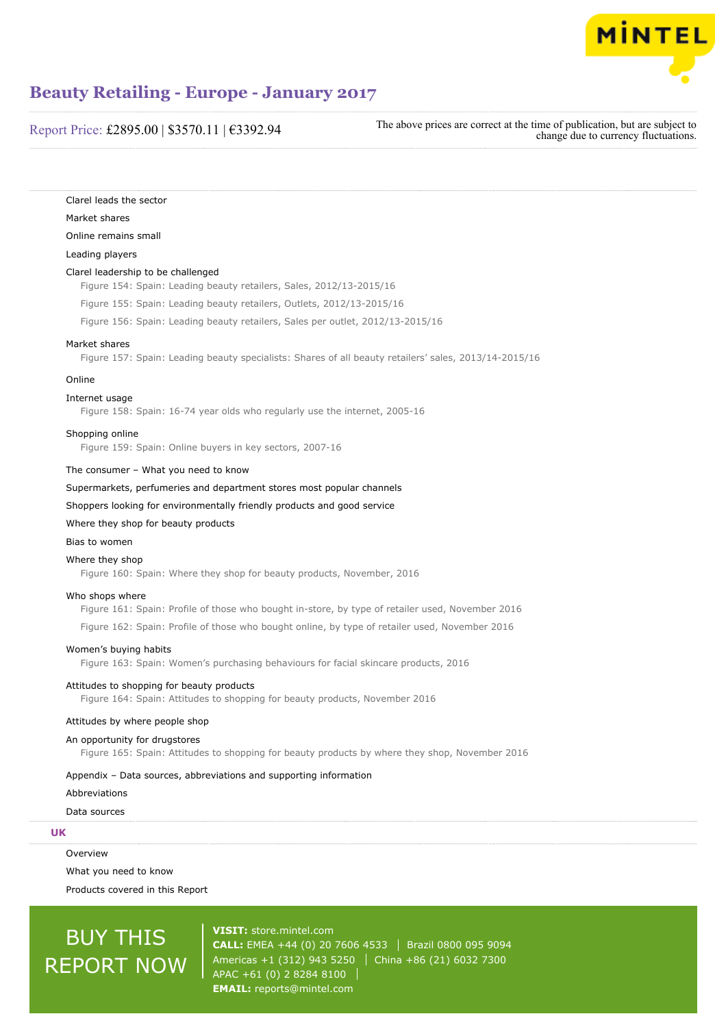Clarel leads the sector

Market shares

Online remains small

Leading players

Clarel leadership to be challenged

Figure 154: Spain: Leading beauty retailers, Sales, 2012/13-2015/16

Figure 155: Spain: Leading beauty retailers, Outlets, 2012/13-2015/16

Figure 156: Spain: Leading beauty retailers, Sales per outlet, 2012/13-2015/16

Market shares

Figure 157: Spain: Leading beauty specialists: Shares of all beauty retailers' sales, 2013/14-2015/16

Online

Internet usage

Figure 158: Spain: 16-74 year olds who regularly use the internet, 2005-16

Shopping online

Figure 159: Spain: Online buyers in key sectors, 2007-16

The consumer – What you need to know

Supermarkets, perfumeries and department stores most popular channels

Shoppers looking for environmentally friendly products and good service

Where they shop for beauty products

Bias to women

Where they shop

Figure 160: Spain: Where they shop for beauty products, November, 2016

Who shops where

Figure 161: Spain: Profile of those who bought in-store, by type of retailer used, November 2016

Figure 162: Spain: Profile of those who bought online, by type of retailer used, November 2016

Women's buying habits

Figure 163: Spain: Women's purchasing behaviours for facial skincare products, 2016

Attitudes to shopping for beauty products

Figure 164: Spain: Attitudes to shopping for beauty products, November 2016

Attitudes by where people shop

An opportunity for drugstores

Figure 165: Spain: Attitudes to shopping for beauty products by where they shop, November 2016

Appendix – Data sources, abbreviations and supporting information

Abbreviations

Data sources

## UK

Overview

What you need to know

Products covered in this Report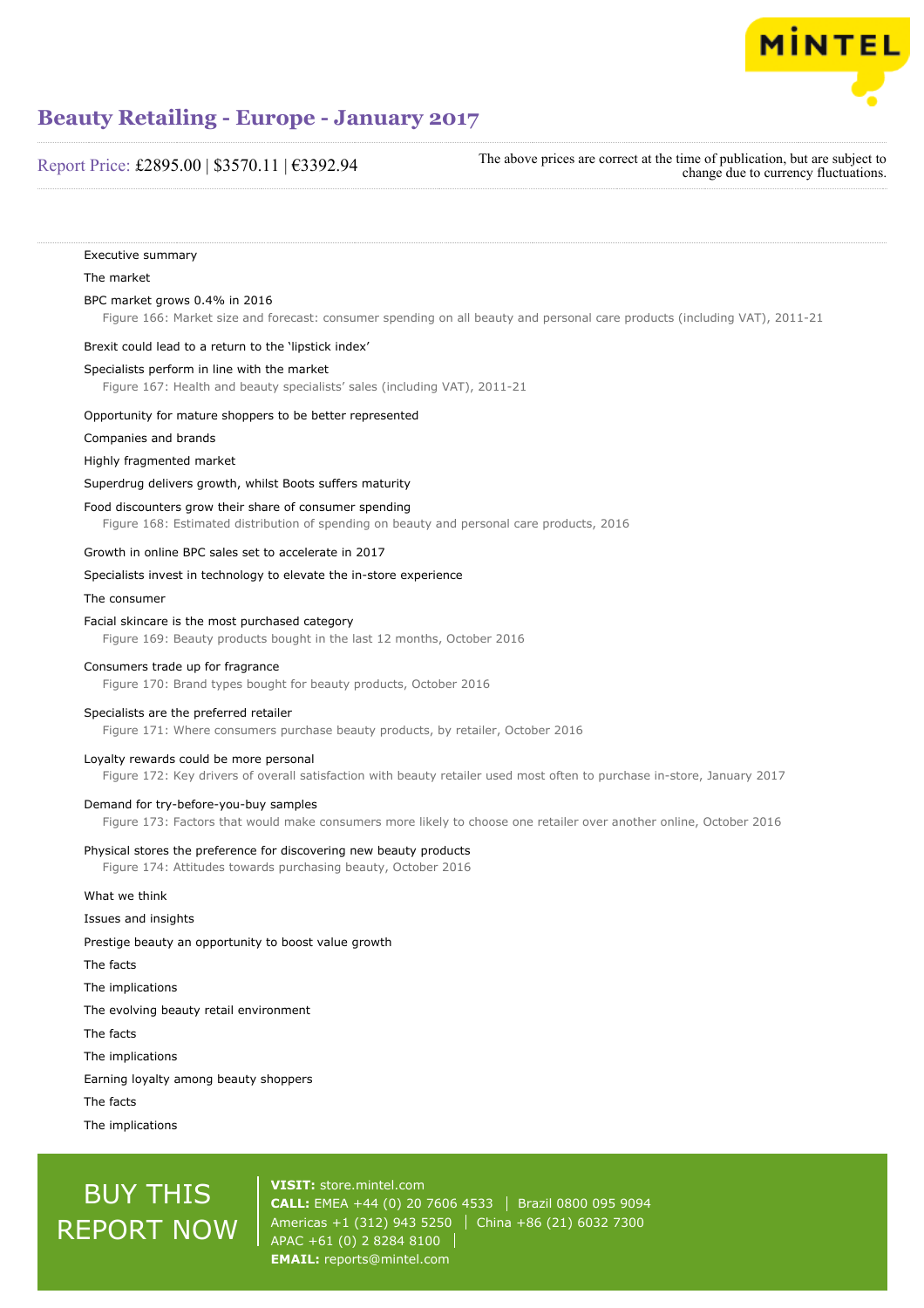Executive summary

The market

BPC market grows 0.4% in 2016

Figure 166: Market size and forecast: consumer spending on all beauty and personal care products (including VAT), 2011-21

Brexit could lead to a return to the 'lipstick index'

Specialists perform in line with the market

Figure 167: Health and beauty specialists' sales (including VAT), 2011-21

Opportunity for mature shoppers to be better represented

Companies and brands

Highly fragmented market

Superdrug delivers growth, whilst Boots suffers maturity

Food discounters grow their share of consumer spending

Figure 168: Estimated distribution of spending on beauty and personal care products, 2016

Growth in online BPC sales set to accelerate in 2017

Specialists invest in technology to elevate the in-store experience

The consumer

Facial skincare is the most purchased category

Figure 169: Beauty products bought in the last 12 months, October 2016

Consumers trade up for fragrance

Figure 170: Brand types bought for beauty products, October 2016

Specialists are the preferred retailer

Figure 171: Where consumers purchase beauty products, by retailer, October 2016

Loyalty rewards could be more personal

Figure 172: Key drivers of overall satisfaction with beauty retailer used most often to purchase in-store, January 2017

Demand for try-before-you-buy samples

Figure 173: Factors that would make consumers more likely to choose one retailer over another online, October 2016

Physical stores the preference for discovering new beauty products

Figure 174: Attitudes towards purchasing beauty, October 2016

What we think

Issues and insights

Prestige beauty an opportunity to boost value growth

The facts

The implications

The evolving beauty retail environment

The facts

The implications

Earning loyalty among beauty shoppers

The facts

The implications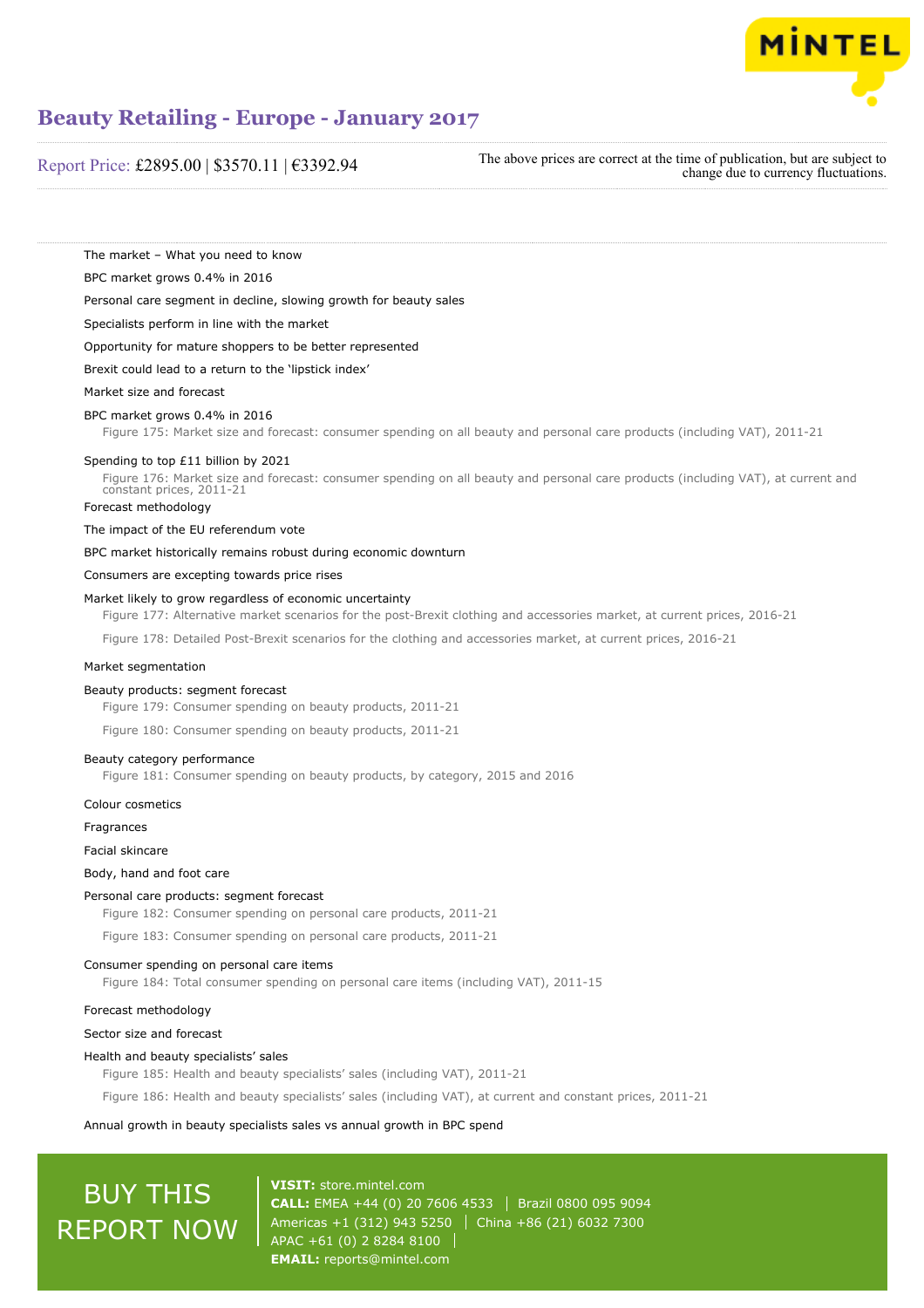# Beauty Retailing - Europe - January 2017

Report Price: £2895.00 | $3570.11 | €3392.94

The above prices are correct at the time of publication, but are subject to change due to currency fluctuations.

The market – What you need to know

BPC market grows 0.4% in 2016

Personal care segment in decline, slowing growth for beauty sales

Specialists perform in line with the market

Opportunity for mature shoppers to be better represented

Brexit could lead to a return to the 'lipstick index'

Market size and forecast

BPC market grows 0.4% in 2016

Figure 175: Market size and forecast: consumer spending on all beauty and personal care products (including VAT), 2011-21

Spending to top £11 billion by 2021

Figure 176: Market size and forecast: consumer spending on all beauty and personal care products (including VAT), at current and constant prices, 2011-21

Forecast methodology

The impact of the EU referendum vote

BPC market historically remains robust during economic downturn

Consumers are excepting towards price rises

Market likely to grow regardless of economic uncertainty

Figure 177: Alternative market scenarios for the post-Brexit clothing and accessories market, at current prices, 2016-21

Figure 178: Detailed Post-Brexit scenarios for the clothing and accessories market, at current prices, 2016-21

Market segmentation

Beauty products: segment forecast

Figure 179: Consumer spending on beauty products, 2011-21

Figure 180: Consumer spending on beauty products, 2011-21

Beauty category performance

Figure 181: Consumer spending on beauty products, by category, 2015 and 2016

Colour cosmetics

Fragrances

Facial skincare

Body, hand and foot care

Personal care products: segment forecast

Figure 182: Consumer spending on personal care products, 2011-21

Figure 183: Consumer spending on personal care products, 2011-21

Consumer spending on personal care items

Figure 184: Total consumer spending on personal care items (including VAT), 2011-15

Forecast methodology

Sector size and forecast

Health and beauty specialists' sales

Figure 185: Health and beauty specialists' sales (including VAT), 2011-21

Figure 186: Health and beauty specialists' sales (including VAT), at current and constant prices, 2011-21

Annual growth in beauty specialists sales vs annual growth in BPC spend

BUY THIS REPORT NOW

**VISIT:** store.mintel.com
**CALL:** EMEA +44 (0) 20 7606 4533 | Brazil 0800 095 9094
Americas +1 (312) 943 5250 | China +86 (21) 6032 7300
APAC +61 (0) 2 8284 8100
**EMAIL:** reports@mintel.com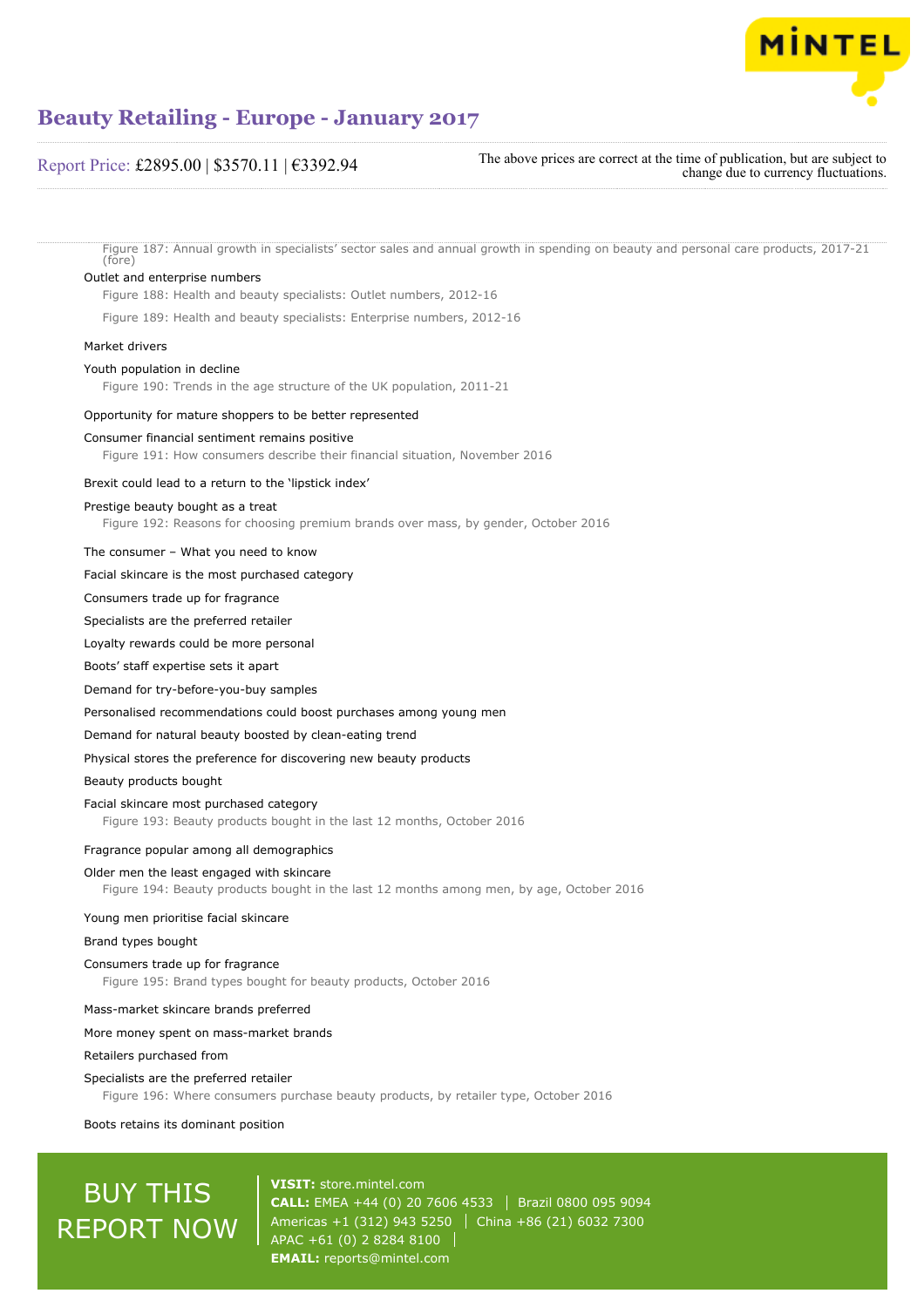Figure 187: Annual growth in specialists' sector sales and annual growth in spending on beauty and personal care products, 2017-21 (fore)

Outlet and enterprise numbers

Figure 188: Health and beauty specialists: Outlet numbers, 2012-16

Figure 189: Health and beauty specialists: Enterprise numbers, 2012-16

Market drivers

Youth population in decline

Figure 190: Trends in the age structure of the UK population, 2011-21

Opportunity for mature shoppers to be better represented

Consumer financial sentiment remains positive

Figure 191: How consumers describe their financial situation, November 2016

Brexit could lead to a return to the 'lipstick index'

Prestige beauty bought as a treat

Figure 192: Reasons for choosing premium brands over mass, by gender, October 2016

The consumer – What you need to know

Facial skincare is the most purchased category

Consumers trade up for fragrance

Specialists are the preferred retailer

Loyalty rewards could be more personal

Boots' staff expertise sets it apart

Demand for try-before-you-buy samples

Personalised recommendations could boost purchases among young men

Demand for natural beauty boosted by clean-eating trend

Physical stores the preference for discovering new beauty products

Beauty products bought

Facial skincare most purchased category

Figure 193: Beauty products bought in the last 12 months, October 2016

Fragrance popular among all demographics

Older men the least engaged with skincare

Figure 194: Beauty products bought in the last 12 months among men, by age, October 2016

Young men prioritise facial skincare

Brand types bought

Consumers trade up for fragrance

Figure 195: Brand types bought for beauty products, October 2016

Mass-market skincare brands preferred

More money spent on mass-market brands

Retailers purchased from

Specialists are the preferred retailer

Figure 196: Where consumers purchase beauty products, by retailer type, October 2016

Boots retains its dominant position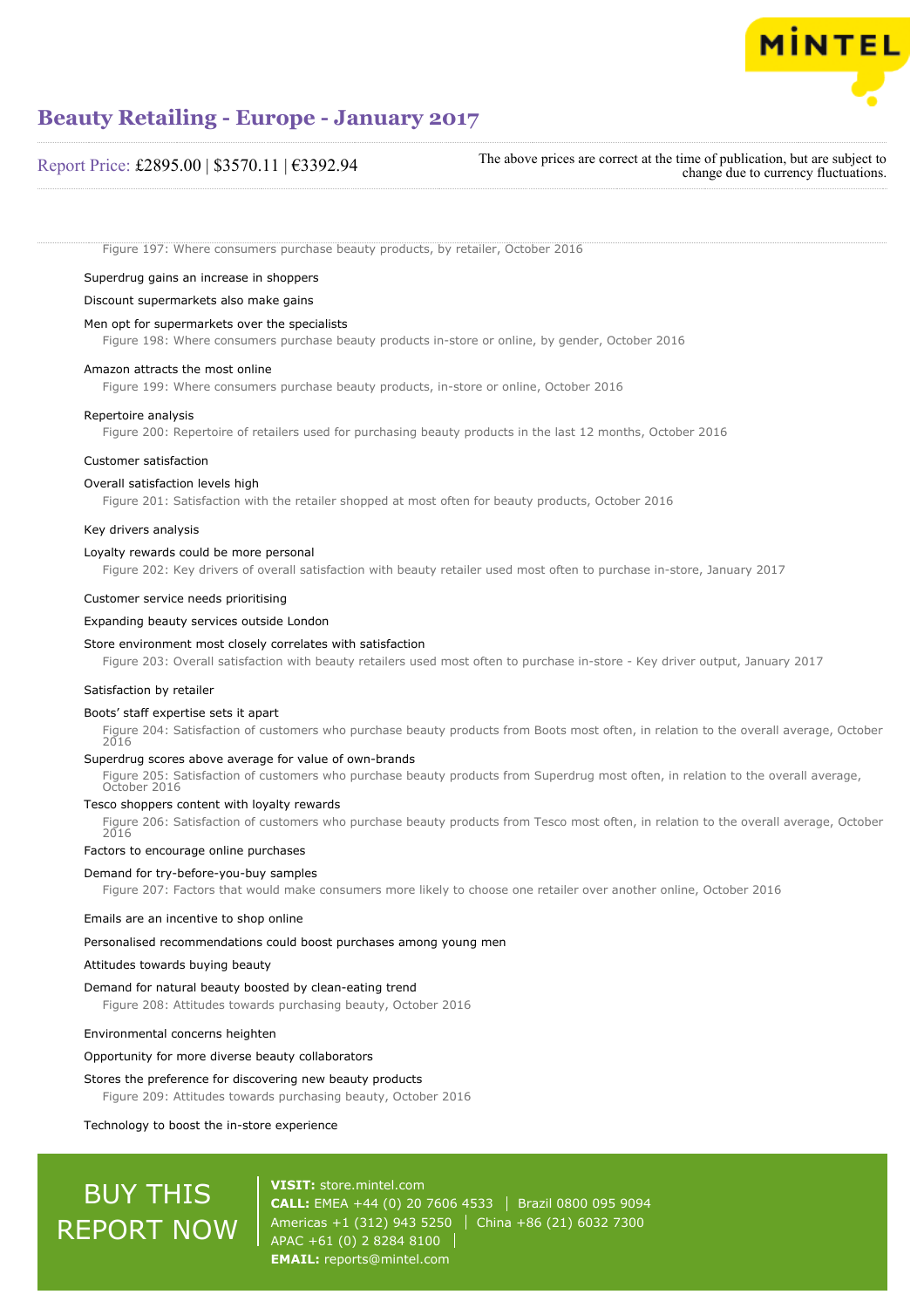Figure 197: Where consumers purchase beauty products, by retailer, October 2016

Superdrug gains an increase in shoppers

Discount supermarkets also make gains

Men opt for supermarkets over the specialists

Figure 198: Where consumers purchase beauty products in-store or online, by gender, October 2016

Amazon attracts the most online

Figure 199: Where consumers purchase beauty products, in-store or online, October 2016

Repertoire analysis

Figure 200: Repertoire of retailers used for purchasing beauty products in the last 12 months, October 2016

Customer satisfaction

Overall satisfaction levels high

Figure 201: Satisfaction with the retailer shopped at most often for beauty products, October 2016

Key drivers analysis

Loyalty rewards could be more personal

Figure 202: Key drivers of overall satisfaction with beauty retailer used most often to purchase in-store, January 2017

Customer service needs prioritising

Expanding beauty services outside London

Store environment most closely correlates with satisfaction

Figure 203: Overall satisfaction with beauty retailers used most often to purchase in-store - Key driver output, January 2017

Satisfaction by retailer

Boots' staff expertise sets it apart

Figure 204: Satisfaction of customers who purchase beauty products from Boots most often, in relation to the overall average, October 2016

Superdrug scores above average for value of own-brands

Figure 205: Satisfaction of customers who purchase beauty products from Superdrug most often, in relation to the overall average, October 2016

Tesco shoppers content with loyalty rewards

Figure 206: Satisfaction of customers who purchase beauty products from Tesco most often, in relation to the overall average, October 2016

Factors to encourage online purchases

Demand for try-before-you-buy samples

Figure 207: Factors that would make consumers more likely to choose one retailer over another online, October 2016

Emails are an incentive to shop online

Personalised recommendations could boost purchases among young men

Attitudes towards buying beauty

Demand for natural beauty boosted by clean-eating trend

Figure 208: Attitudes towards purchasing beauty, October 2016

Environmental concerns heighten

Opportunity for more diverse beauty collaborators

Stores the preference for discovering new beauty products

Figure 209: Attitudes towards purchasing beauty, October 2016

Technology to boost the in-store experience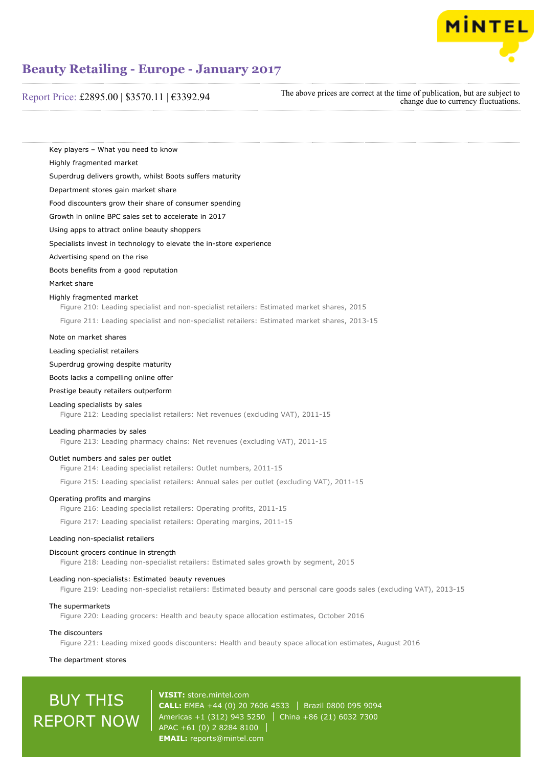Key players – What you need to know

Highly fragmented market

Superdrug delivers growth, whilst Boots suffers maturity

Department stores gain market share

Food discounters grow their share of consumer spending

Growth in online BPC sales set to accelerate in 2017

Using apps to attract online beauty shoppers

Specialists invest in technology to elevate the in-store experience

Advertising spend on the rise

Boots benefits from a good reputation

Market share

Highly fragmented market

- Figure 210: Leading specialist and non-specialist retailers: Estimated market shares, 2015
- Figure 211: Leading specialist and non-specialist retailers: Estimated market shares, 2013-15

Note on market shares

Leading specialist retailers

Superdrug growing despite maturity

Boots lacks a compelling online offer

Prestige beauty retailers outperform

Leading specialists by sales

- Figure 212: Leading specialist retailers: Net revenues (excluding VAT), 2011-15

Leading pharmacies by sales

- Figure 213: Leading pharmacy chains: Net revenues (excluding VAT), 2011-15

Outlet numbers and sales per outlet

- Figure 214: Leading specialist retailers: Outlet numbers, 2011-15
- Figure 215: Leading specialist retailers: Annual sales per outlet (excluding VAT), 2011-15

Operating profits and margins

- Figure 216: Leading specialist retailers: Operating profits, 2011-15
- Figure 217: Leading specialist retailers: Operating margins, 2011-15

Leading non-specialist retailers

Discount grocers continue in strength

- Figure 218: Leading non-specialist retailers: Estimated sales growth by segment, 2015

Leading non-specialists: Estimated beauty revenues

- Figure 219: Leading non-specialist retailers: Estimated beauty and personal care goods sales (excluding VAT), 2013-15

The supermarkets

- Figure 220: Leading grocers: Health and beauty space allocation estimates, October 2016

The discounters

- Figure 221: Leading mixed goods discounters: Health and beauty space allocation estimates, August 2016

The department stores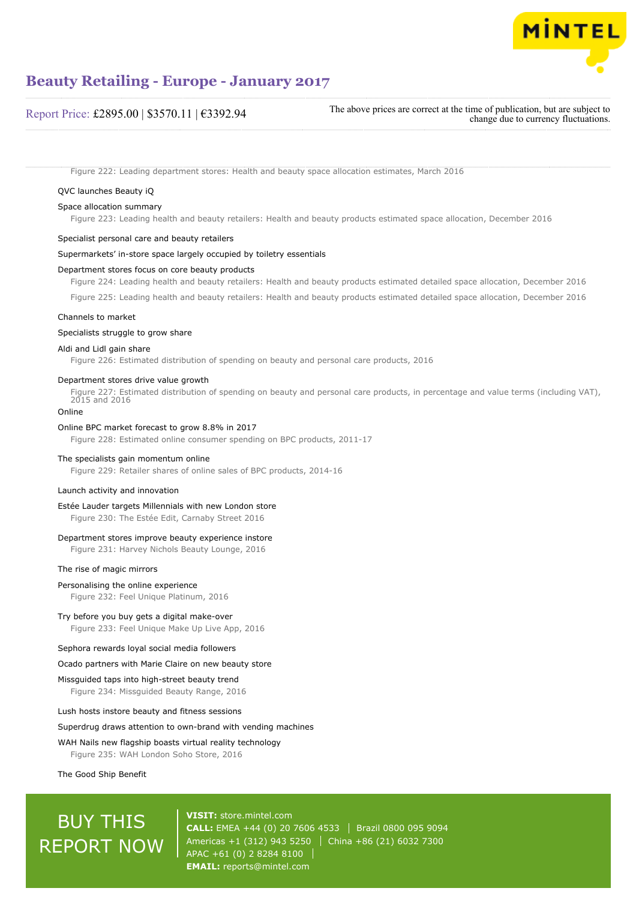Figure 222: Leading department stores: Health and beauty space allocation estimates, March 2016

QVC launches Beauty iQ

Space allocation summary

Figure 223: Leading health and beauty retailers: Health and beauty products estimated space allocation, December 2016

Specialist personal care and beauty retailers

Supermarkets' in-store space largely occupied by toiletry essentials

Department stores focus on core beauty products

Figure 224: Leading health and beauty retailers: Health and beauty products estimated detailed space allocation, December 2016

Figure 225: Leading health and beauty retailers: Health and beauty products estimated detailed space allocation, December 2016

Channels to market

Specialists struggle to grow share

Aldi and Lidl gain share

Figure 226: Estimated distribution of spending on beauty and personal care products, 2016

Department stores drive value growth

Figure 227: Estimated distribution of spending on beauty and personal care products, in percentage and value terms (including VAT), 2015 and 2016

Online

Online BPC market forecast to grow 8.8% in 2017

Figure 228: Estimated online consumer spending on BPC products, 2011-17

The specialists gain momentum online

Figure 229: Retailer shares of online sales of BPC products, 2014-16

Launch activity and innovation

Estée Lauder targets Millennials with new London store

Figure 230: The Estée Edit, Carnaby Street 2016

Department stores improve beauty experience instore

Figure 231: Harvey Nichols Beauty Lounge, 2016

The rise of magic mirrors

Personalising the online experience

Figure 232: Feel Unique Platinum, 2016

Try before you buy gets a digital make-over

Figure 233: Feel Unique Make Up Live App, 2016

Sephora rewards loyal social media followers

Ocado partners with Marie Claire on new beauty store

Missguided taps into high-street beauty trend

Figure 234: Missguided Beauty Range, 2016

Lush hosts instore beauty and fitness sessions

Superdrug draws attention to own-brand with vending machines

WAH Nails new flagship boasts virtual reality technology

Figure 235: WAH London Soho Store, 2016

The Good Ship Benefit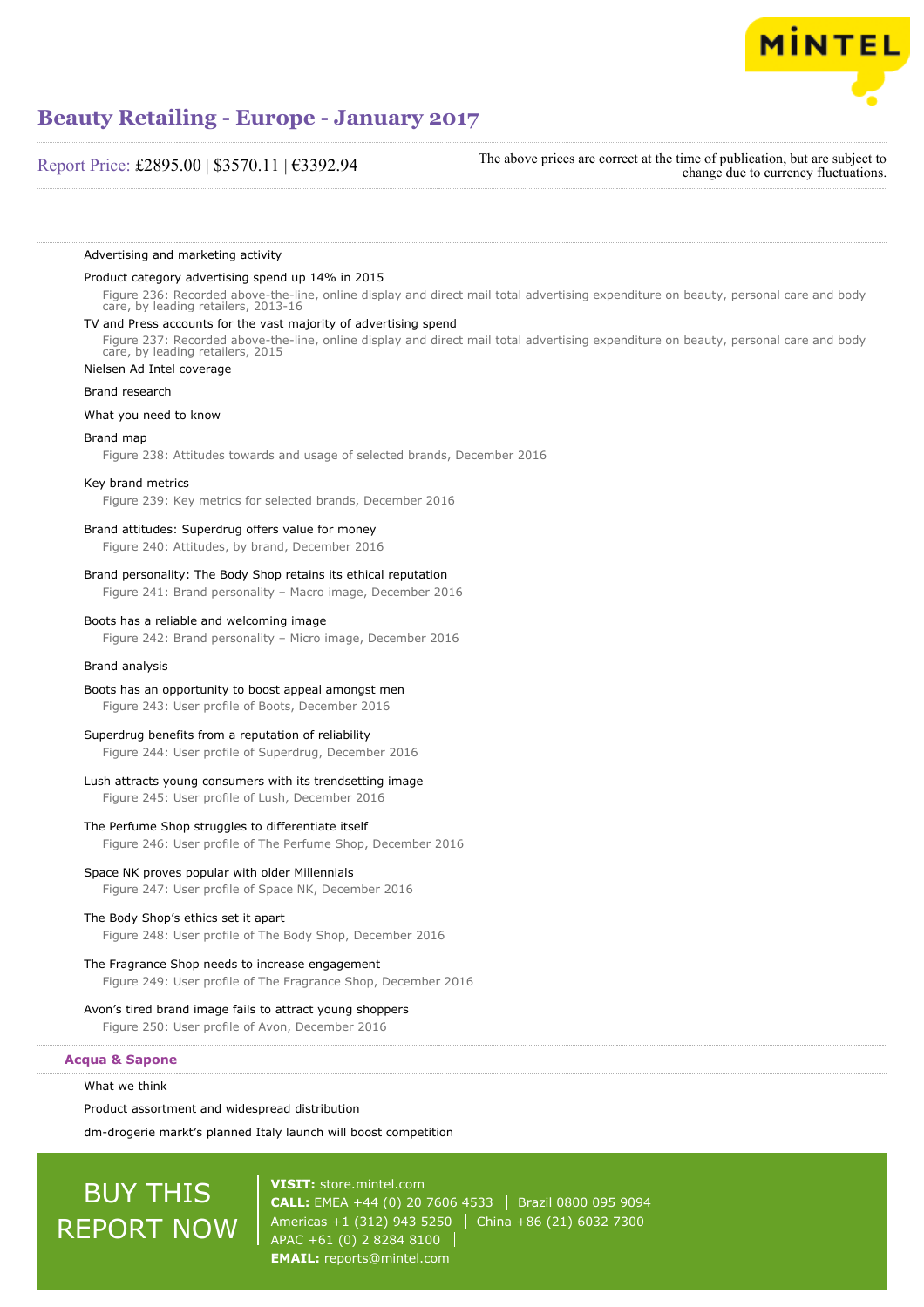Advertising and marketing activity

Product category advertising spend up 14% in 2015

Figure 236: Recorded above-the-line, online display and direct mail total advertising expenditure on beauty, personal care and body care, by leading retailers, 2013-16

TV and Press accounts for the vast majority of advertising spend

Figure 237: Recorded above-the-line, online display and direct mail total advertising expenditure on beauty, personal care and body care, by leading retailers, 2015

Nielsen Ad Intel coverage

Brand research

What you need to know

Brand map

Figure 238: Attitudes towards and usage of selected brands, December 2016

Key brand metrics

Figure 239: Key metrics for selected brands, December 2016

Brand attitudes: Superdrug offers value for money

Figure 240: Attitudes, by brand, December 2016

Brand personality: The Body Shop retains its ethical reputation

Figure 241: Brand personality – Macro image, December 2016

Boots has a reliable and welcoming image

Figure 242: Brand personality – Micro image, December 2016

Brand analysis

Boots has an opportunity to boost appeal amongst men

Figure 243: User profile of Boots, December 2016

Superdrug benefits from a reputation of reliability

Figure 244: User profile of Superdrug, December 2016

Lush attracts young consumers with its trendsetting image

Figure 245: User profile of Lush, December 2016

The Perfume Shop struggles to differentiate itself

Figure 246: User profile of The Perfume Shop, December 2016

Space NK proves popular with older Millennials

Figure 247: User profile of Space NK, December 2016

The Body Shop's ethics set it apart

Figure 248: User profile of The Body Shop, December 2016

The Fragrance Shop needs to increase engagement

Figure 249: User profile of The Fragrance Shop, December 2016

Avon's tired brand image fails to attract young shoppers

Figure 250: User profile of Avon, December 2016

## Acqua & Sapone

What we think

Product assortment and widespread distribution

dm-drogerie markt's planned Italy launch will boost competition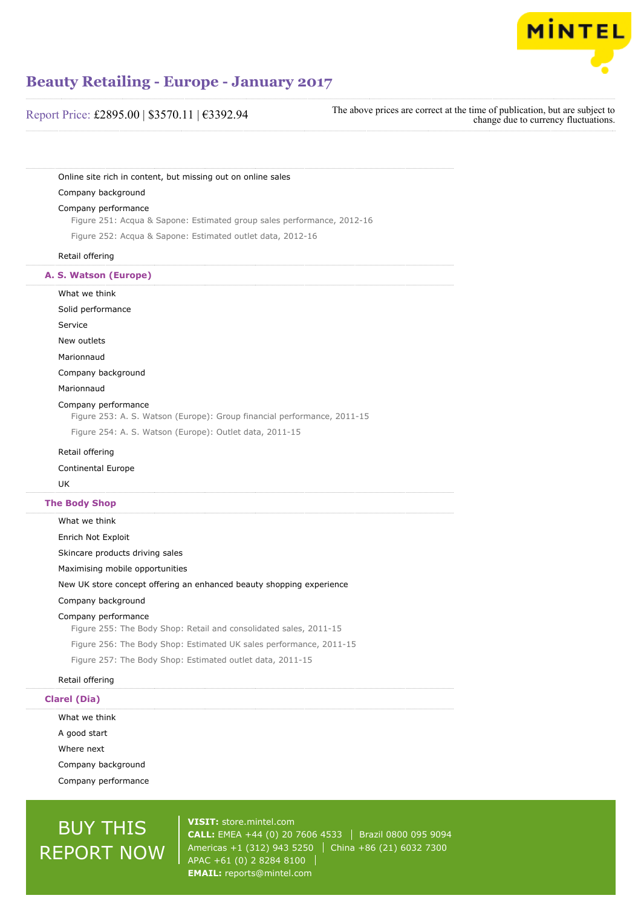Online site rich in content, but missing out on online sales

Company background

Company performance

Figure 251: Acqua & Sapone: Estimated group sales performance, 2012-16

Figure 252: Acqua & Sapone: Estimated outlet data, 2012-16

Retail offering

## A. S. Watson (Europe)

What we think

Solid performance

Service

New outlets

Marionnaud

Company background

Marionnaud

Company performance

Figure 253: A. S. Watson (Europe): Group financial performance, 2011-15

Figure 254: A. S. Watson (Europe): Outlet data, 2011-15

Retail offering

Continental Europe

UK

## The Body Shop

What we think

Enrich Not Exploit

Skincare products driving sales

Maximising mobile opportunities

New UK store concept offering an enhanced beauty shopping experience

Company background

Company performance

Figure 255: The Body Shop: Retail and consolidated sales, 2011-15

Figure 256: The Body Shop: Estimated UK sales performance, 2011-15

Figure 257: The Body Shop: Estimated outlet data, 2011-15

Retail offering

## Clarel (Dia)

What we think

A good start

Where next

Company background

Company performance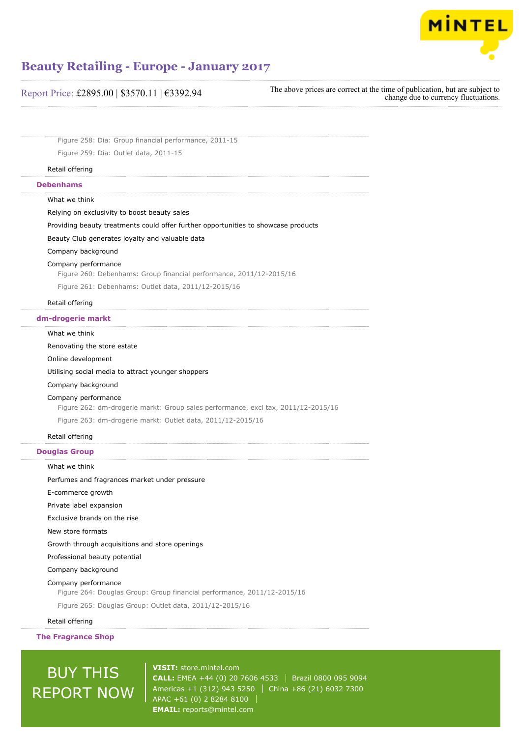Figure 258: Dia: Group financial performance, 2011-15

Figure 259: Dia: Outlet data, 2011-15

Retail offering

### Debenhams

What we think

Relying on exclusivity to boost beauty sales

Providing beauty treatments could offer further opportunities to showcase products

Beauty Club generates loyalty and valuable data

Company background

Company performance

Figure 260: Debenhams: Group financial performance, 2011/12-2015/16

Figure 261: Debenhams: Outlet data, 2011/12-2015/16

Retail offering

### dm-drogerie markt

What we think

Renovating the store estate

Online development

Utilising social media to attract younger shoppers

Company background

Company performance

Figure 262: dm-drogerie markt: Group sales performance, excl tax, 2011/12-2015/16

Figure 263: dm-drogerie markt: Outlet data, 2011/12-2015/16

Retail offering

### Douglas Group

What we think

Perfumes and fragrances market under pressure

E-commerce growth

Private label expansion

Exclusive brands on the rise

New store formats

Growth through acquisitions and store openings

Professional beauty potential

Company background

Company performance

Figure 264: Douglas Group: Group financial performance, 2011/12-2015/16

Figure 265: Douglas Group: Outlet data, 2011/12-2015/16

Retail offering

### The Fragrance Shop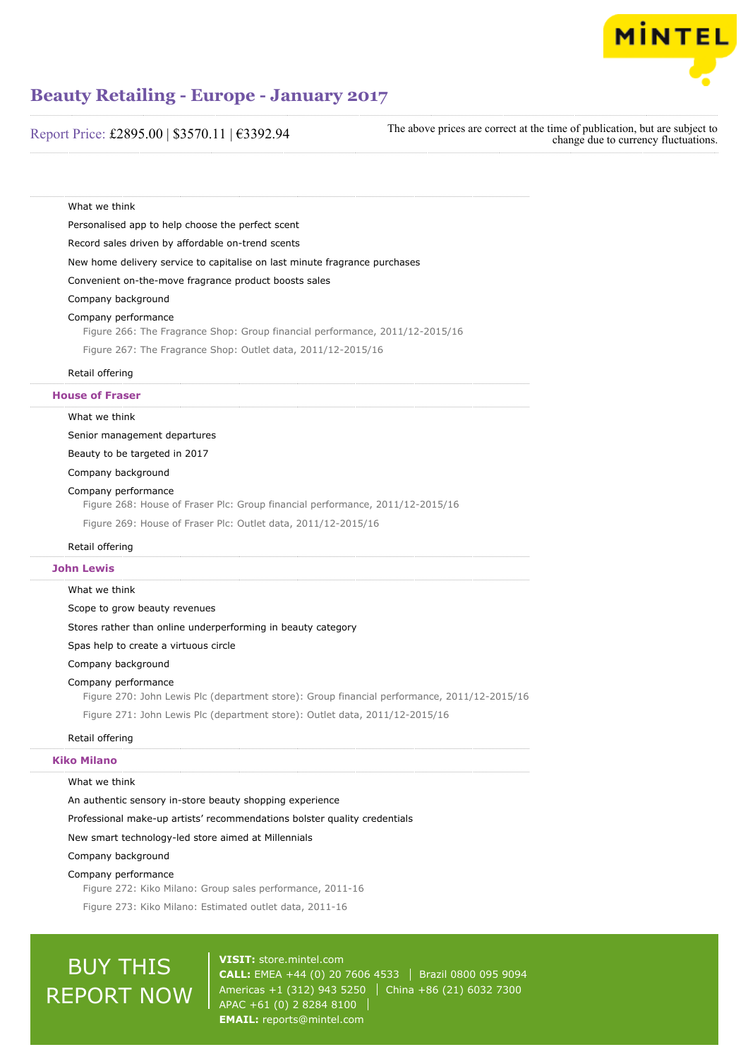What we think

Personalised app to help choose the perfect scent

Record sales driven by affordable on-trend scents

New home delivery service to capitalise on last minute fragrance purchases

Convenient on-the-move fragrance product boosts sales

Company background

Company performance

Figure 266: The Fragrance Shop: Group financial performance, 2011/12-2015/16

Figure 267: The Fragrance Shop: Outlet data, 2011/12-2015/16

Retail offering

## House of Fraser

What we think

Senior management departures

Beauty to be targeted in 2017

Company background

Company performance

Figure 268: House of Fraser Plc: Group financial performance, 2011/12-2015/16

Figure 269: House of Fraser Plc: Outlet data, 2011/12-2015/16

Retail offering

## John Lewis

What we think

Scope to grow beauty revenues

Stores rather than online underperforming in beauty category

Spas help to create a virtuous circle

Company background

Company performance

Figure 270: John Lewis Plc (department store): Group financial performance, 2011/12-2015/16

Figure 271: John Lewis Plc (department store): Outlet data, 2011/12-2015/16

Retail offering

## Kiko Milano

What we think

An authentic sensory in-store beauty shopping experience

Professional make-up artists' recommendations bolster quality credentials

New smart technology-led store aimed at Millennials

Company background

Company performance

Figure 272: Kiko Milano: Group sales performance, 2011-16

Figure 273: Kiko Milano: Estimated outlet data, 2011-16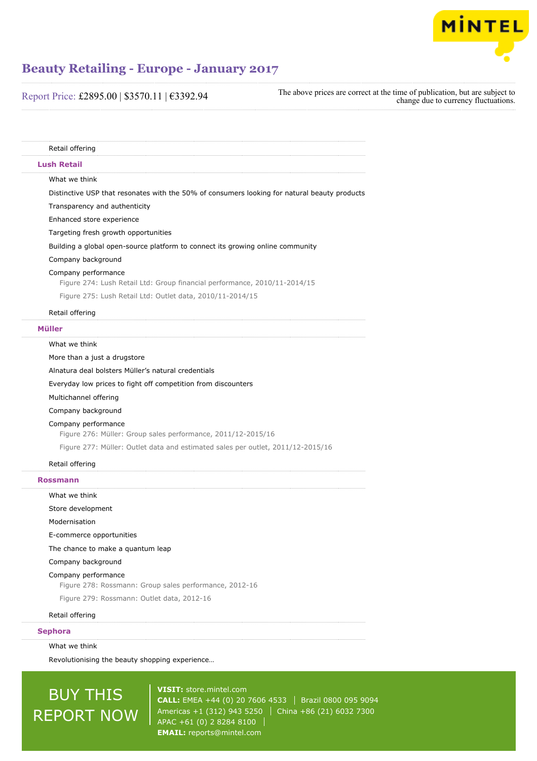Retail offering

## Lush Retail

What we think

Distinctive USP that resonates with the 50% of consumers looking for natural beauty products

Transparency and authenticity

Enhanced store experience

Targeting fresh growth opportunities

Building a global open-source platform to connect its growing online community

Company background

Company performance

Figure 274: Lush Retail Ltd: Group financial performance, 2010/11-2014/15

Figure 275: Lush Retail Ltd: Outlet data, 2010/11-2014/15

Retail offering

## Müller

What we think

More than a just a drugstore

Alnatura deal bolsters Müller's natural credentials

Everyday low prices to fight off competition from discounters

Multichannel offering

Company background

Company performance

Figure 276: Müller: Group sales performance, 2011/12-2015/16

Figure 277: Müller: Outlet data and estimated sales per outlet, 2011/12-2015/16

Retail offering

## Rossmann

What we think

Store development

Modernisation

E-commerce opportunities

The chance to make a quantum leap

Company background

Company performance

Figure 278: Rossmann: Group sales performance, 2012-16

Figure 279: Rossmann: Outlet data, 2012-16

Retail offering

## Sephora

What we think

Revolutionising the beauty shopping experience…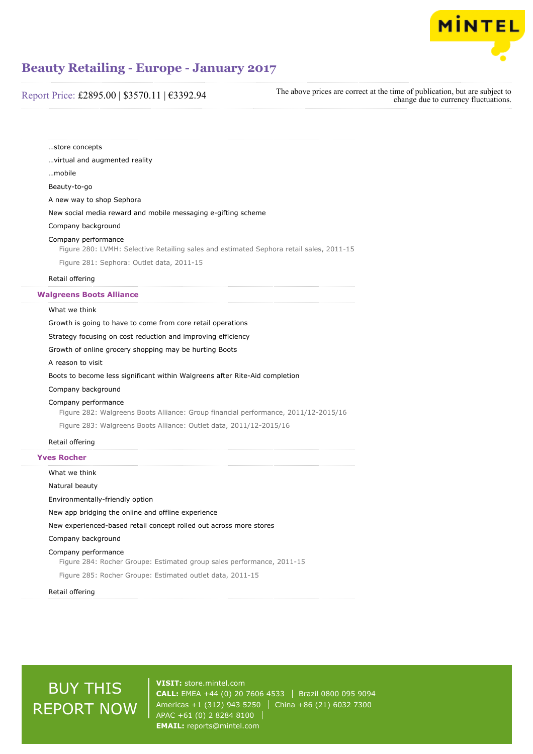…store concepts

…virtual and augmented reality

…mobile

Beauty-to-go

A new way to shop Sephora

New social media reward and mobile messaging e-gifting scheme

Company background

Company performance

Figure 280: LVMH: Selective Retailing sales and estimated Sephora retail sales, 2011-15

Figure 281: Sephora: Outlet data, 2011-15

Retail offering

## Walgreens Boots Alliance

What we think

Growth is going to have to come from core retail operations

Strategy focusing on cost reduction and improving efficiency

Growth of online grocery shopping may be hurting Boots

A reason to visit

Boots to become less significant within Walgreens after Rite-Aid completion

Company background

Company performance

Figure 282: Walgreens Boots Alliance: Group financial performance, 2011/12-2015/16

Figure 283: Walgreens Boots Alliance: Outlet data, 2011/12-2015/16

Retail offering

## Yves Rocher

What we think

Natural beauty

Environmentally-friendly option

New app bridging the online and offline experience

New experienced-based retail concept rolled out across more stores

Company background

Company performance

Figure 284: Rocher Groupe: Estimated group sales performance, 2011-15

Figure 285: Rocher Groupe: Estimated outlet data, 2011-15

Retail offering